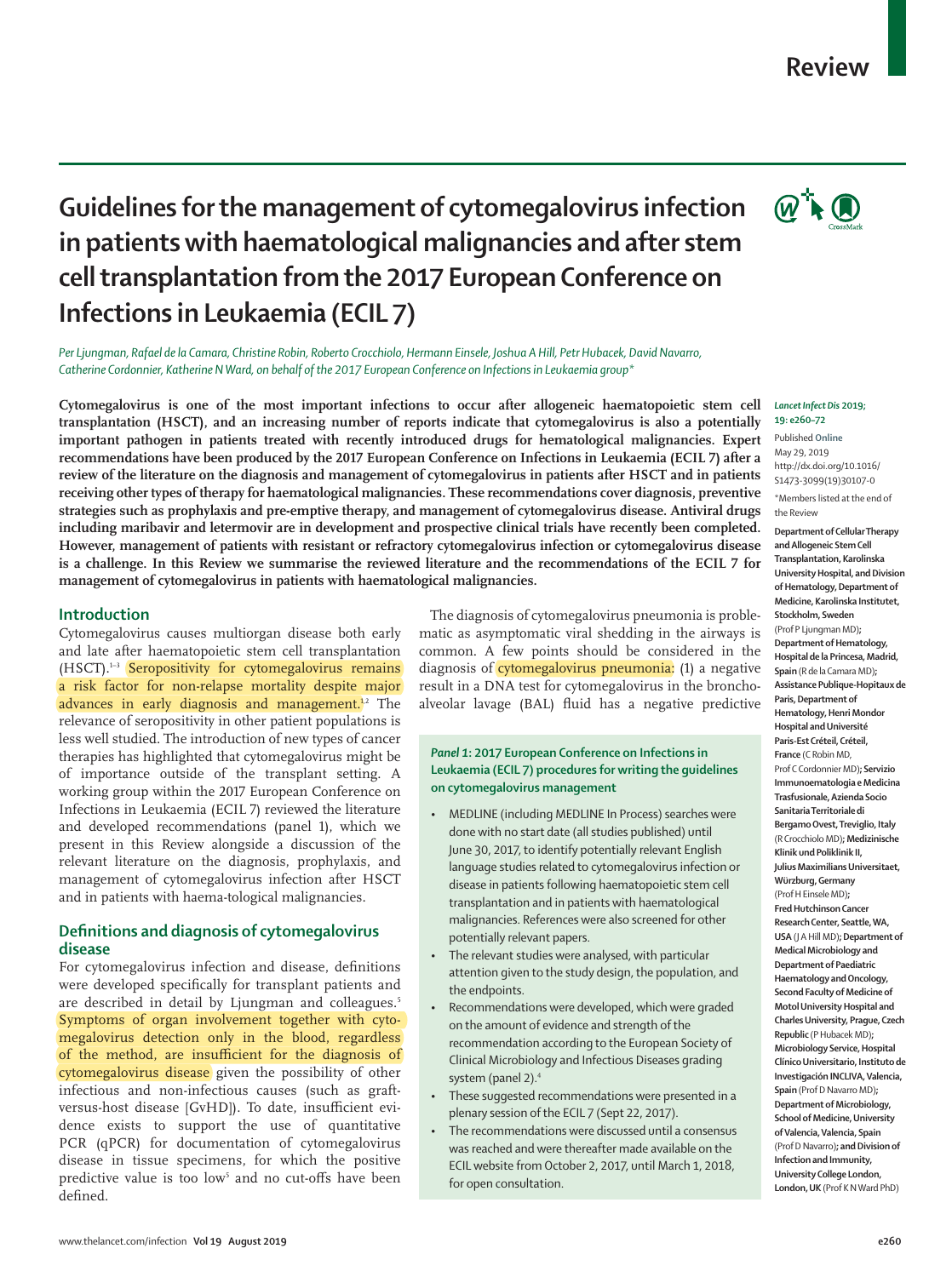# Guidelines for the management of cytomegalovirus infection in patients with haematological malignancies and after stem cell transplantation from the 2017 European Conference on Infections in Leukaemia (ECIL 7)

*Per Ljungman, Rafael de la Camara, Christine Robin, Roberto Crocchiolo, Hermann Einsele, Joshua A Hill, Petr Hubacek, David Navarro, Catherine Cordonnier, Katherine N Ward, on behalf of the 2017 European Conference on Infections in Leukaemia group\**

**Cytomegalovirus is one of the most important infections to occur after allogeneic haematopoietic stem cell transplantation (HSCT), and an increasing number of reports indicate that cytomegalovirus is also a potentially important pathogen in patients treated with recently introduced drugs for hematological malignancies. Expert recommendations have been produced by the 2017 European Conference on Infections in Leukaemia (ECIL 7) after a review of the literature on the diagnosis and management of cytomegalovirus in patients after HSCT and in patients receiving other types of therapy for haematological malignancies. These recommendations cover diagnosis, preventive strategies such as prophylaxis and pre-emptive therapy, and management of cytomegalovirus disease. Antiviral drugs including maribavir and letermovir are in development and prospective clinical trials have recently been completed. However, management of patients with resistant or refractory cytomegalovirus infection or cytomegalovirus disease is a challenge. In this Review we summarise the reviewed literature and the recommendations of the ECIL 7 for management of cytomegalovirus in patients with haematological malignancies.**

*Lancet Infect Dis* 2019; 19: e260–72

Published Online May 29, 2019 http://dx.doi.org/10.1016/S1473-3099(19)30107-0

\*Members listed at the end of the Review

**Department of Cellular Therapy and Allogeneic Stem Cell Transplantation, Karolinska University Hospital, and Division of Hematology, Department of Medicine, Karolinska Institutet, Stockholm, Sweden** (Prof P Ljungman MD)**; Department of Hematology, Hospital de la Princesa, Madrid, Spain** (R de la Camara MD)**; Assistance Publique-Hopitaux de Paris, Department of Hematology, Henri Mondor Hospital and Université Paris-Est Créteil, Créteil, France** (C Robin MD, Prof C Cordonnier MD)**; Servizio Immunoematologia e Medicina Trasfusionale, Azienda Socio Sanitaria Territoriale di Bergamo Ovest, Treviglio, Italy** (R Crocchiolo MD)**; Medizinische Klinik und Poliklinik II, Julius Maximilians Universitaet, Würzburg, Germany** (Prof H Einsele MD)**; Fred Hutchinson Cancer Research Center, Seattle, WA, USA** (J A Hill MD)**; Department of Medical Microbiology and Department of Paediatric Haematology and Oncology, Second Faculty of Medicine of Motol University Hospital and Charles University, Prague, Czech Republic** (P Hubacek MD)**; Microbiology Service, Hospital Clínico Universitario, Instituto de Investigación INCLIVA, Valencia, Spain** (Prof D Navarro MD)**; Department of Microbiology, School of Medicine, University of Valencia, Valencia, Spain** (Prof D Navarro MD)**; and Division of Infection and Immunity, University College London, London, UK** (Prof K N Ward PhD)

## Introduction

Cytomegalovirus causes multiorgan disease both early and late after haematopoietic stem cell transplantation (HSCT).[1–3] Seropositivity for cytomegalovirus remains a risk factor for non-relapse mortality despite major advances in early diagnosis and management.[1,2] The relevance of seropositivity in other patient populations is less well studied. The introduction of new types of cancer therapies has highlighted that cytomegalovirus might be of importance outside of the transplant setting. A working group within the 2017 European Conference on Infections in Leukaemia (ECIL 7) reviewed the literature and developed recommendations (panel 1), which we present in this Review alongside a discussion of the relevant literature on the diagnosis, prophylaxis, and management of cytomegalovirus infection after HSCT and in patients with haema-tological malignancies.

## Definitions and diagnosis of cytomegalovirus disease

For cytomegalovirus infection and disease, definitions were developed specifically for transplant patients and are described in detail by Ljungman and colleagues.[5] Symptoms of organ involvement together with cytomegalovirus detection only in the blood, regardless of the method, are insufficient for the diagnosis of cytomegalovirus disease given the possibility of other infectious and non-infectious causes (such as graft-versus-host disease [GvHD]). To date, insufficient evidence exists to support the use of quantitative PCR (qPCR) for documentation of cytomegalovirus disease in tissue specimens, for which the positive predictive value is too low[5] and no cut-offs have been defined.

The diagnosis of cytomegalovirus pneumonia is problematic as asymptomatic viral shedding in the airways is common. A few points should be considered in the diagnosis of cytomegalovirus pneumonia: (1) a negative result in a DNA test for cytomegalovirus in the bronchoalveolar lavage (BAL) fluid has a negative predictive

### *Panel 1*: 2017 European Conference on Infections in Leukaemia (ECIL 7) procedures for writing the guidelines on cytomegalovirus management

- MEDLINE (including MEDLINE In Process) searches were done with no start date (all studies published) until June 30, 2017, to identify potentially relevant English language studies related to cytomegalovirus infection or disease in patients following haematopoietic stem cell transplantation and in patients with haematological malignancies. References were also screened for other potentially relevant papers.
- The relevant studies were analysed, with particular attention given to the study design, the population, and the endpoints.
- Recommendations were developed, which were graded on the amount of evidence and strength of the recommendation according to the European Society of Clinical Microbiology and Infectious Diseases grading system (panel 2).[4]
- These suggested recommendations were presented in a plenary session of the ECIL 7 (Sept 22, 2017).
- The recommendations were discussed until a consensus was reached and were thereafter made available on the ECIL website from October 2, 2017, until March 1, 2018, for open consultation.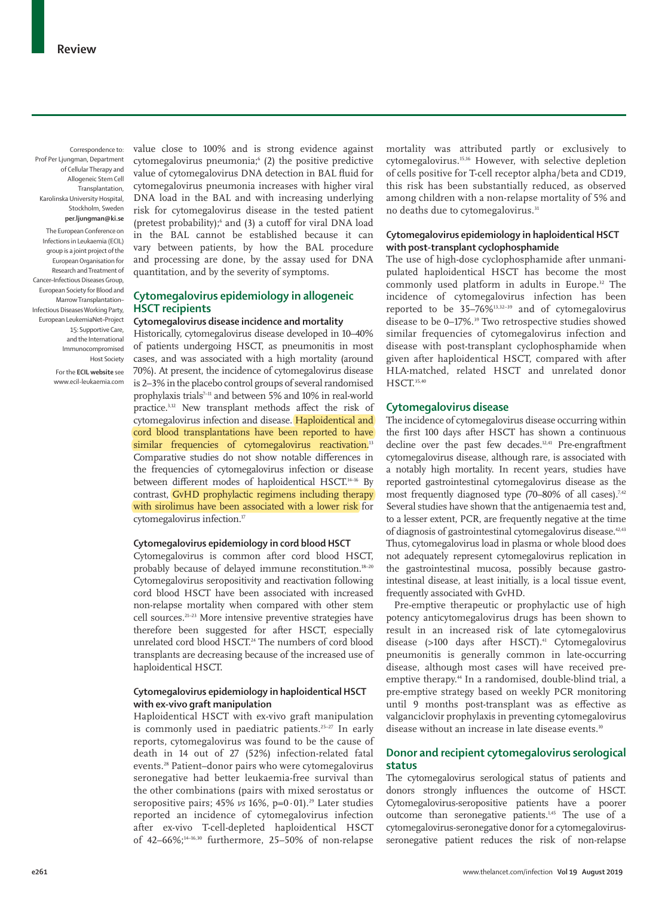Correspondence to: Prof Per Ljungman, Department of Cellular Therapy and Allogeneic Stem Cell Transplantation, Karolinska University Hospital, Stockholm, Sweden **per.ljungman@ki.se**

The European Conference on Infections in Leukaemia (ECIL) group is a joint project of the European Organisation for Research and Treatment of Cancer–Infectious Diseases Group, European Society for Blood and Marrow Transplantation–Infectious Diseases Working Party, European LeukemiaNet–Project 15: Supportive Care, and the International Immunocompromised Host Society

For the **ECIL website** see www.ecil-leukaemia.com

value close to 100% and is strong evidence against cytomegalovirus pneumonia;[6] (2) the positive predictive value of cytomegalovirus DNA detection in BAL fluid for cytomegalovirus pneumonia increases with higher viral DNA load in the BAL and with increasing underlying risk for cytomegalovirus disease in the tested patient (pretest probability);[6] and (3) a cutoff for viral DNA load in the BAL cannot be established because it can vary between patients, by how the BAL procedure and processing are done, by the assay used for DNA quantitation, and by the severity of symptoms.

## Cytomegalovirus epidemiology in allogeneic HSCT recipients

### Cytomegalovirus disease incidence and mortality

Historically, cytomegalovirus disease developed in 10–40% of patients undergoing HSCT, as pneumonitis in most cases, and was associated with a high mortality (around 70%). At present, the incidence of cytomegalovirus disease is 2–3% in the placebo control groups of several randomised prophylaxis trials[7–11] and between 5% and 10% in real-world practice.[3,12] New transplant methods affect the risk of cytomegalovirus infection and disease. Haploidentical and cord blood transplantations have been reported to have similar frequencies of cytomegalovirus reactivation.[13] Comparative studies do not show notable differences in the frequencies of cytomegalovirus infection or disease between different modes of haploidentical HSCT.[14–16] By contrast, GvHD prophylactic regimens including therapy with sirolimus have been associated with a lower risk for cytomegalovirus infection.[17]

### Cytomegalovirus epidemiology in cord blood HSCT

Cytomegalovirus is common after cord blood HSCT, probably because of delayed immune reconstitution.[18–20] Cytomegalovirus seropositivity and reactivation following cord blood HSCT have been associated with increased non-relapse mortality when compared with other stem cell sources.[21–23] More intensive preventive strategies have therefore been suggested for after HSCT, especially unrelated cord blood HSCT.[24] The numbers of cord blood transplants are decreasing because of the increased use of haploidentical HSCT.

### Cytomegalovirus epidemiology in haploidentical HSCT with ex-vivo graft manipulation

Haploidentical HSCT with ex-vivo graft manipulation is commonly used in paediatric patients.[25–27] In early reports, cytomegalovirus was found to be the cause of death in 14 out of 27 (52%) infection-related fatal events.[28] Patient–donor pairs who were cytomegalovirus seronegative had better leukaemia-free survival than the other combinations (pairs with mixed serostatus or seropositive pairs; 45% *vs* 16%, $p=0.01$).[29] Later studies reported an incidence of cytomegalovirus infection after ex-vivo T-cell-depleted haploidentical HSCT of 42–66%;[14–16,30] furthermore, 25–50% of non-relapse mortality was attributed partly or exclusively to cytomegalovirus.[15,16] However, with selective depletion of cells positive for T-cell receptor alpha/beta and CD19, this risk has been substantially reduced, as observed among children with a non-relapse mortality of 5% and no deaths due to cytomegalovirus.[31]

### Cytomegalovirus epidemiology in haploidentical HSCT with post-transplant cyclophosphamide

The use of high-dose cyclophosphamide after unmanipulated haploidentical HSCT has become the most commonly used platform in adults in Europe.[32] The incidence of cytomegalovirus infection has been reported to be 35–76%[13,32–39] and of cytomegalovirus disease to be 0–17%.[39] Two retrospective studies showed similar frequencies of cytomegalovirus infection and disease with post-transplant cyclophosphamide when given after haploidentical HSCT, compared with after HLA-matched, related HSCT and unrelated donor HSCT.[35,40]

## Cytomegalovirus disease

The incidence of cytomegalovirus disease occurring within the first 100 days after HSCT has shown a continuous decline over the past few decades.[12,41] Pre-engraftment cytomegalovirus disease, although rare, is associated with a notably high mortality. In recent years, studies have reported gastrointestinal cytomegalovirus disease as the most frequently diagnosed type (70–80% of all cases).[7,42] Several studies have shown that the antigenaemia test and, to a lesser extent, PCR, are frequently negative at the time of diagnosis of gastrointestinal cytomegalovirus disease.[42,43] Thus, cytomegalovirus load in plasma or whole blood does not adequately represent cytomegalovirus replication in the gastrointestinal mucosa, possibly because gastrointestinal disease, at least initially, is a local tissue event, frequently associated with GvHD.

Pre-emptive therapeutic or prophylactic use of high potency anticytomegalovirus drugs has been shown to result in an increased risk of late cytomegalovirus disease (>100 days after HSCT).[41] Cytomegalovirus pneumonitis is generally common in late-occurring disease, although most cases will have received pre-emptive therapy.[44] In a randomised, double-blind trial, a pre-emptive strategy based on weekly PCR monitoring until 9 months post-transplant was as effective as valganciclovir prophylaxis in preventing cytomegalovirus disease without an increase in late disease events.[10]

## Donor and recipient cytomegalovirus serological status

The cytomegalovirus serological status of patients and donors strongly influences the outcome of HSCT. Cytomegalovirus-seropositive patients have a poorer outcome than seronegative patients.[1,45] The use of a cytomegalovirus-seronegative donor for a cytomegalovirus-seronegative patient reduces the risk of non-relapse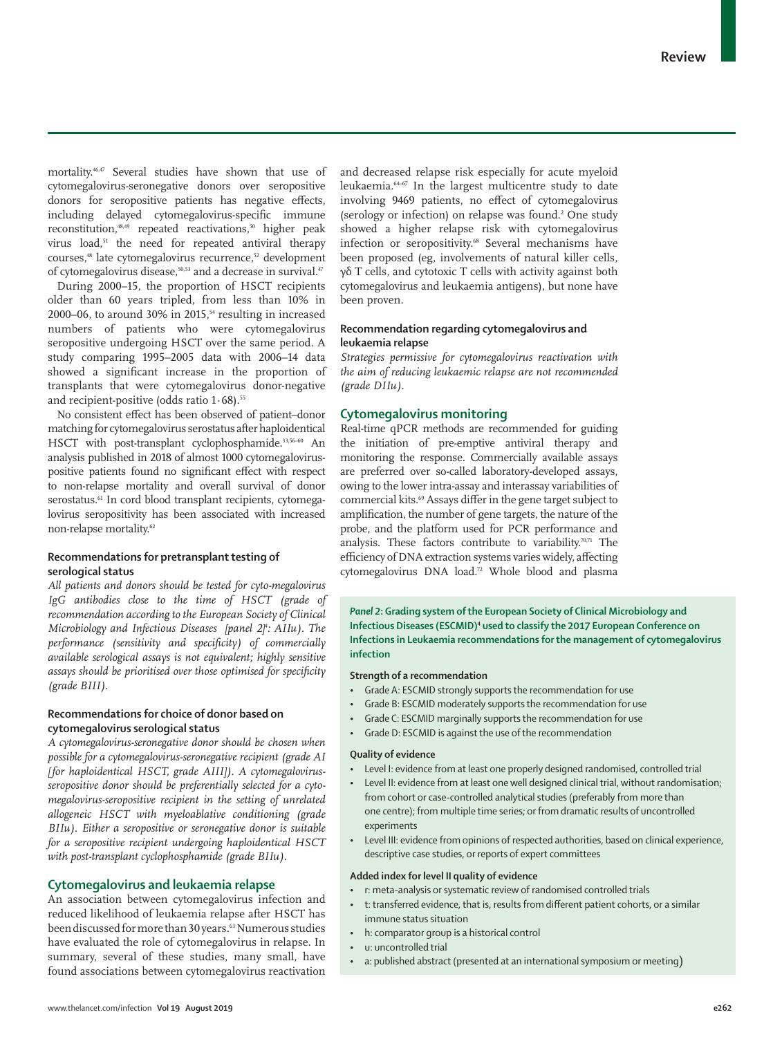mortality.[46,47] Several studies have shown that use of cytomegalovirus-seronegative donors over seropositive donors for seropositive patients has negative effects, including delayed cytomegalovirus-specific immune reconstitution,[48,49] repeated reactivations,[50] higher peak virus load,[51] the need for repeated antiviral therapy courses,[48] late cytomegalovirus recurrence,[52] development of cytomegalovirus disease,[50,53] and a decrease in survival.[47]

During 2000–15, the proportion of HSCT recipients older than 60 years tripled, from less than 10% in 2000–06, to around 30% in 2015,[54] resulting in increased numbers of patients who were cytomegalovirus seropositive undergoing HSCT over the same period. A study comparing 1995–2005 data with 2006–14 data showed a significant increase in the proportion of transplants that were cytomegalovirus donor-negative and recipient-positive (odds ratio 1·68).[55]

No consistent effect has been observed of patient–donor matching for cytomegalovirus serostatus after haploidentical HSCT with post-transplant cyclophosphamide.[33,56–60] An analysis published in 2018 of almost 1000 cytomegalovirus-positive patients found no significant effect with respect to non-relapse mortality and overall survival of donor serostatus.[61] In cord blood transplant recipients, cytomegalovirus seropositivity has been associated with increased non-relapse mortality.[62]

### Recommendations for pretransplant testing of serological status

*All patients and donors should be tested for cyto-megalovirus IgG antibodies close to the time of HSCT (grade of recommendation according to the European Society of Clinical Microbiology and Infectious Diseases [panel 2][4]: AIIu). The performance (sensitivity and specificity) of commercially available serological assays is not equivalent; highly sensitive assays should be prioritised over those optimised for specificity (grade BIII).*

### Recommendations for choice of donor based on cytomegalovirus serological status

*A cytomegalovirus-seronegative donor should be chosen when possible for a cytomegalovirus-seronegative recipient (grade AI [for haploidentical HSCT, grade AIII]). A cytomegalovirus-seropositive donor should be preferentially selected for a cytomegalovirus-seropositive recipient in the setting of unrelated allogeneic HSCT with myeloablative conditioning (grade BIIu). Either a seropositive or seronegative donor is suitable for a seropositive recipient undergoing haploidentical HSCT with post-transplant cyclophosphamide (grade BIIu).*

## Cytomegalovirus and leukaemia relapse

An association between cytomegalovirus infection and reduced likelihood of leukaemia relapse after HSCT has been discussed for more than 30 years.[63] Numerous studies have evaluated the role of cytomegalovirus in relapse. In summary, several of these studies, many small, have found associations between cytomegalovirus reactivation and decreased relapse risk especially for acute myeloid leukaemia.[64–67] In the largest multicentre study to date involving 9469 patients, no effect of cytomegalovirus (serology or infection) on relapse was found.[2] One study showed a higher relapse risk with cytomegalovirus infection or seropositivity.[68] Several mechanisms have been proposed (eg, involvements of natural killer cells, γδ T cells, and cytotoxic T cells with activity against both cytomegalovirus and leukaemia antigens), but none have been proven.

### Recommendation regarding cytomegalovirus and leukaemia relapse

*Strategies permissive for cytomegalovirus reactivation with the aim of reducing leukaemic relapse are not recommended (grade DIIu).*

## Cytomegalovirus monitoring

Real-time qPCR methods are recommended for guiding the initiation of pre-emptive antiviral therapy and monitoring the response. Commercially available assays are preferred over so-called laboratory-developed assays, owing to the lower intra-assay and interassay variabilities of commercial kits.[69] Assays differ in the gene target subject to amplification, the number of gene targets, the nature of the probe, and the platform used for PCR performance and analysis. These factors contribute to variability.[70,71] The efficiency of DNA extraction systems varies widely, affecting cytomegalovirus DNA load.[72] Whole blood and plasma

**Panel 2: Grading system of the European Society of Clinical Microbiology and Infectious Diseases (ESCMID)[4] used to classify the 2017 European Conference on Infections in Leukaemia recommendations for the management of cytomegalovirus infection**

**Strength of a recommendation**

- Grade A: ESCMID strongly supports the recommendation for use
- Grade B: ESCMID moderately supports the recommendation for use
- Grade C: ESCMID marginally supports the recommendation for use
- Grade D: ESCMID is against the use of the recommendation

**Quality of evidence**

- Level I: evidence from at least one properly designed randomised, controlled trial
- Level II: evidence from at least one well designed clinical trial, without randomisation; from cohort or case-controlled analytical studies (preferably from more than one centre); from multiple time series; or from dramatic results of uncontrolled experiments
- Level III: evidence from opinions of respected authorities, based on clinical experience, descriptive case studies, or reports of expert committees

**Added index for level II quality of evidence**

- r: meta-analysis or systematic review of randomised controlled trials
- t: transferred evidence, that is, results from different patient cohorts, or a similar immune status situation
- h: comparator group is a historical control
- u: uncontrolled trial
- a: published abstract (presented at an international symposium or meeting)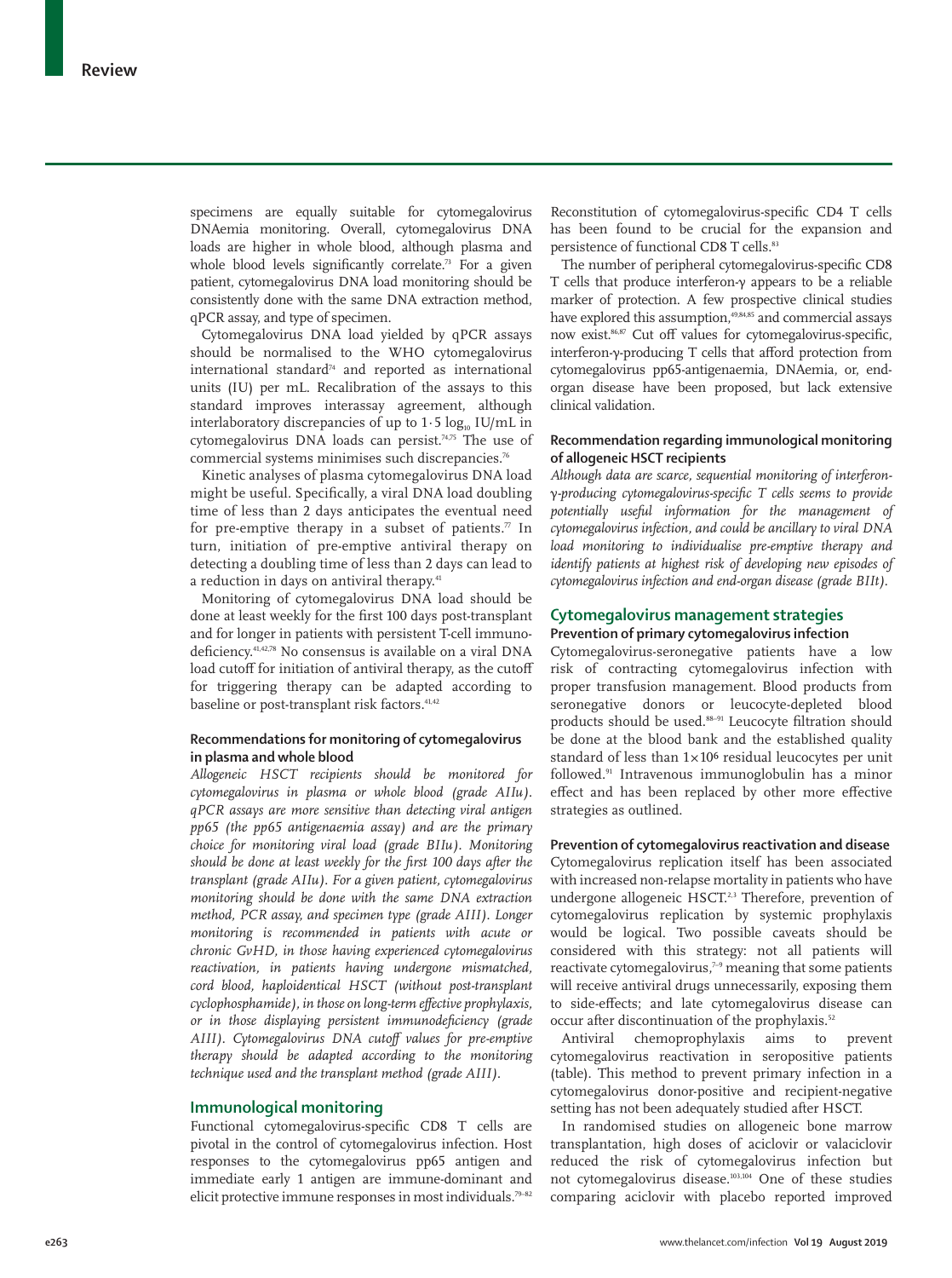specimens are equally suitable for cytomegalovirus DNAemia monitoring. Overall, cytomegalovirus DNA loads are higher in whole blood, although plasma and whole blood levels significantly correlate.[73] For a given patient, cytomegalovirus DNA load monitoring should be consistently done with the same DNA extraction method, qPCR assay, and type of specimen.

Cytomegalovirus DNA load yielded by qPCR assays should be normalised to the WHO cytomegalovirus international standard[74] and reported as international units (IU) per mL. Recalibration of the assays to this standard improves interassay agreement, although interlaboratory discrepancies of up to $1 \cdot 5 \log_{10}$ IU/mL in cytomegalovirus DNA loads can persist.[74,75] The use of commercial systems minimises such discrepancies.[76]

Kinetic analyses of plasma cytomegalovirus DNA load might be useful. Specifically, a viral DNA load doubling time of less than 2 days anticipates the eventual need for pre-emptive therapy in a subset of patients.[77] In turn, initiation of pre-emptive antiviral therapy on detecting a doubling time of less than 2 days can lead to a reduction in days on antiviral therapy.[41]

Monitoring of cytomegalovirus DNA load should be done at least weekly for the first 100 days post-transplant and for longer in patients with persistent T-cell immunodeficiency.[41,42,78] No consensus is available on a viral DNA load cutoff for initiation of antiviral therapy, as the cutoff for triggering therapy can be adapted according to baseline or post-transplant risk factors.[41,42]

### Recommendations for monitoring of cytomegalovirus in plasma and whole blood

*Allogeneic HSCT recipients should be monitored for cytomegalovirus in plasma or whole blood (grade AIIu). qPCR assays are more sensitive than detecting viral antigen pp65 (the pp65 antigenaemia assay) and are the primary choice for monitoring viral load (grade BIIu). Monitoring should be done at least weekly for the first 100 days after the transplant (grade AIIu). For a given patient, cytomegalovirus monitoring should be done with the same DNA extraction method, PCR assay, and specimen type (grade AIII). Longer monitoring is recommended in patients with acute or chronic GvHD, in those having experienced cytomegalovirus reactivation, in patients having undergone mismatched, cord blood, haploidentical HSCT (without post-transplant cyclophosphamide), in those on long-term effective prophylaxis, or in those displaying persistent immunodeficiency (grade AIII). Cytomegalovirus DNA cutoff values for pre-emptive therapy should be adapted according to the monitoring technique used and the transplant method (grade AIII).*

## Immunological monitoring

Functional cytomegalovirus-specific CD8 T cells are pivotal in the control of cytomegalovirus infection. Host responses to the cytomegalovirus pp65 antigen and immediate early 1 antigen are immune-dominant and elicit protective immune responses in most individuals.[79–82] Reconstitution of cytomegalovirus-specific CD4 T cells has been found to be crucial for the expansion and persistence of functional CD8 T cells.[83]

The number of peripheral cytomegalovirus-specific CD8 T cells that produce interferon-γ appears to be a reliable marker of protection. A few prospective clinical studies have explored this assumption,[49,84,85] and commercial assays now exist.[86,87] Cut off values for cytomegalovirus-specific, interferon-γ-producing T cells that afford protection from cytomegalovirus pp65-antigenaemia, DNAemia, or, end-organ disease have been proposed, but lack extensive clinical validation.

### Recommendation regarding immunological monitoring of allogeneic HSCT recipients

*Although data are scarce, sequential monitoring of interferon-γ-producing cytomegalovirus-specific T cells seems to provide potentially useful information for the management of cytomegalovirus infection, and could be ancillary to viral DNA load monitoring to individualise pre-emptive therapy and identify patients at highest risk of developing new episodes of cytomegalovirus infection and end-organ disease (grade BIIt).*

## Cytomegalovirus management strategies

### Prevention of primary cytomegalovirus infection

Cytomegalovirus-seronegative patients have a low risk of contracting cytomegalovirus infection with proper transfusion management. Blood products from seronegative donors or leucocyte-depleted blood products should be used.[88–91] Leucocyte filtration should be done at the blood bank and the established quality standard of less than $1 \times 10^6$ residual leucocytes per unit followed.[91] Intravenous immunoglobulin has a minor effect and has been replaced by other more effective strategies as outlined.

### Prevention of cytomegalovirus reactivation and disease

Cytomegalovirus replication itself has been associated with increased non-relapse mortality in patients who have undergone allogeneic HSCT.[2,3] Therefore, prevention of cytomegalovirus replication by systemic prophylaxis would be logical. Two possible caveats should be considered with this strategy: not all patients will reactivate cytomegalovirus,[7–9] meaning that some patients will receive antiviral drugs unnecessarily, exposing them to side-effects; and late cytomegalovirus disease can occur after discontinuation of the prophylaxis.[52]

Antiviral chemoprophylaxis aims to prevent cytomegalovirus reactivation in seropositive patients (table). This method to prevent primary infection in a cytomegalovirus donor-positive and recipient-negative setting has not been adequately studied after HSCT.

In randomised studies on allogeneic bone marrow transplantation, high doses of aciclovir or valaciclovir reduced the risk of cytomegalovirus infection but not cytomegalovirus disease.[103,104] One of these studies comparing aciclovir with placebo reported improved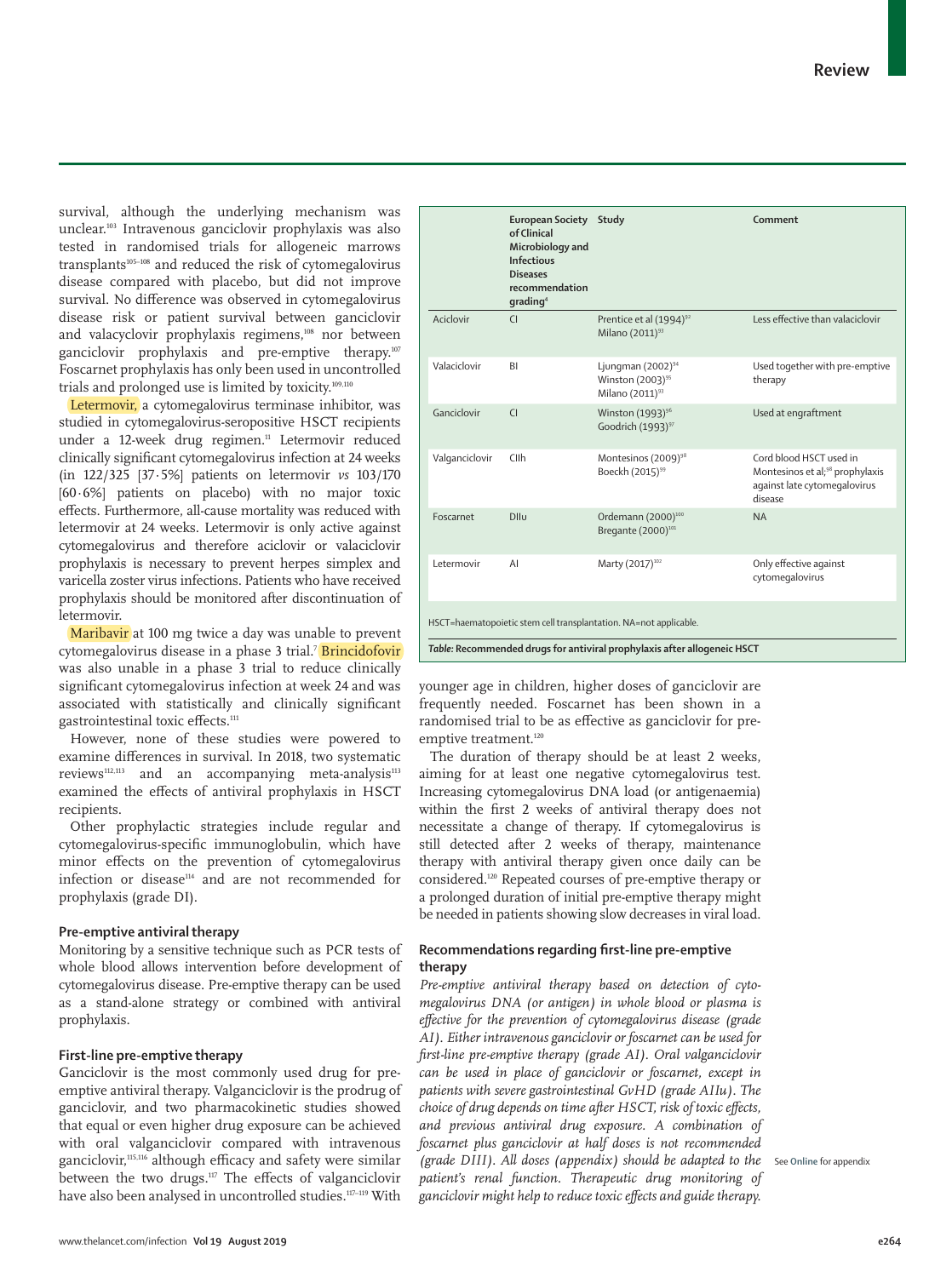survival, although the underlying mechanism was unclear.[103] Intravenous ganciclovir prophylaxis was also tested in randomised trials for allogeneic marrows transplants[105–108] and reduced the risk of cytomegalovirus disease compared with placebo, but did not improve survival. No difference was observed in cytomegalovirus disease risk or patient survival between ganciclovir and valacyclovir prophylaxis regimens,[108] nor between ganciclovir prophylaxis and pre-emptive therapy.[107] Foscarnet prophylaxis has only been used in uncontrolled trials and prolonged use is limited by toxicity.[109,110]

Letermovir, a cytomegalovirus terminase inhibitor, was studied in cytomegalovirus-seropositive HSCT recipients under a 12-week drug regimen.[11] Letermovir reduced clinically significant cytomegalovirus infection at 24 weeks (in 122/325 [37·5%] patients on letermovir *vs* 103/170 [60·6%] patients on placebo) with no major toxic effects. Furthermore, all-cause mortality was reduced with letermovir at 24 weeks. Letermovir is only active against cytomegalovirus and therefore aciclovir or valaciclovir prophylaxis is necessary to prevent herpes simplex and varicella zoster virus infections. Patients who have received prophylaxis should be monitored after discontinuation of letermovir.

Maribavir at 100 mg twice a day was unable to prevent cytomegalovirus disease in a phase 3 trial.[7] Brincidofovir was also unable in a phase 3 trial to reduce clinically significant cytomegalovirus infection at week 24 and was associated with statistically and clinically significant gastrointestinal toxic effects.[111]

However, none of these studies were powered to examine differences in survival. In 2018, two systematic reviews[112,113] and an accompanying meta-analysis[113] examined the effects of antiviral prophylaxis in HSCT recipients.

Other prophylactic strategies include regular and cytomegalovirus-specific immunoglobulin, which have minor effects on the prevention of cytomegalovirus infection or disease[114] and are not recommended for prophylaxis (grade DI).

| | European Society of Clinical Microbiology and Infectious Diseases recommendation grading[4] | Study | Comment |
|---|---|---|---|
| Aciclovir | CI | Prentice et al (1994)[92] Milano (2011)[93] | Less effective than valaciclovir |
| Valaciclovir | BI | Ljungman (2002)[94] Winston (2003)[95] Milano (2011)[93] | Used together with pre-emptive therapy |
| Ganciclovir | CI | Winston (1993)[96] Goodrich (1993)[97] | Used at engraftment |
| Valganciclovir | CIIh | Montesinos (2009)[98] Boeckh (2015)[99] | Cord blood HSCT used in Montesinos et al;[98] prophylaxis against late cytomegalovirus disease |
| Foscarnet | DIIu | Ordemann (2000)[100] Bregante (2000)[101] | NA |
| Letermovir | AI | Marty (2017)[102] | Only effective against cytomegalovirus |

HSCT=haematopoietic stem cell transplantation. NA=not applicable.

*Table:* **Recommended drugs for antiviral prophylaxis after allogeneic HSCT**

## Pre-emptive antiviral therapy

Monitoring by a sensitive technique such as PCR tests of whole blood allows intervention before development of cytomegalovirus disease. Pre-emptive therapy can be used as a stand-alone strategy or combined with antiviral prophylaxis.

## First-line pre-emptive therapy

Ganciclovir is the most commonly used drug for pre-emptive antiviral therapy. Valganciclovir is the prodrug of ganciclovir, and two pharmacokinetic studies showed that equal or even higher drug exposure can be achieved with oral valganciclovir compared with intravenous ganciclovir,[115,116] although efficacy and safety were similar between the two drugs.[117] The effects of valganciclovir have also been analysed in uncontrolled studies.[117–119] With younger age in children, higher doses of ganciclovir are frequently needed. Foscarnet has been shown in a randomised trial to be as effective as ganciclovir for pre-emptive treatment.[120]

The duration of therapy should be at least 2 weeks, aiming for at least one negative cytomegalovirus test. Increasing cytomegalovirus DNA load (or antigenaemia) within the first 2 weeks of antiviral therapy does not necessitate a change of therapy. If cytomegalovirus is still detected after 2 weeks of therapy, maintenance therapy with antiviral therapy given once daily can be considered.[120] Repeated courses of pre-emptive therapy or a prolonged duration of initial pre-emptive therapy might be needed in patients showing slow decreases in viral load.

## Recommendations regarding first-line pre-emptive therapy

*Pre-emptive antiviral therapy based on detection of cytomegalovirus DNA (or antigen) in whole blood or plasma is effective for the prevention of cytomegalovirus disease (grade AI). Either intravenous ganciclovir or foscarnet can be used for first-line pre-emptive therapy (grade AI). Oral valganciclovir can be used in place of ganciclovir or foscarnet, except in patients with severe gastrointestinal GvHD (grade AIIu). The choice of drug depends on time after HSCT, risk of toxic effects, and previous antiviral drug exposure. A combination of foscarnet plus ganciclovir at half doses is not recommended (grade DIII). All doses (appendix) should be adapted to the patient's renal function. Therapeutic drug monitoring of ganciclovir might help to reduce toxic effects and guide therapy.*

See Online for appendix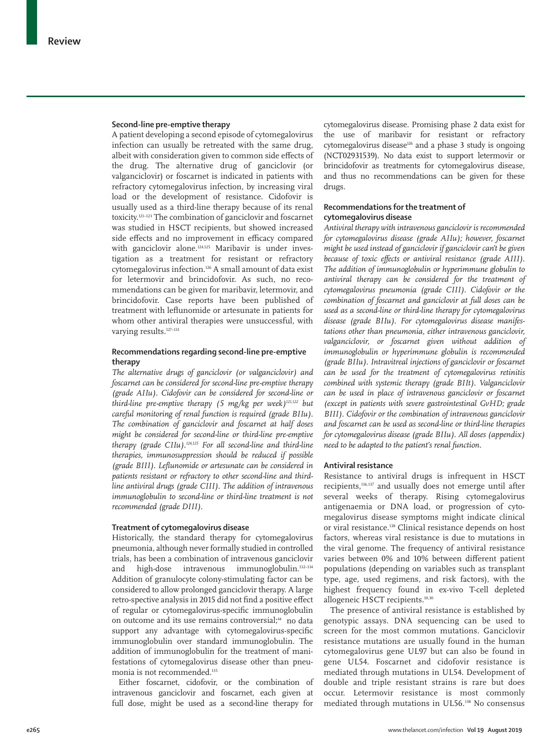### Second-line pre-emptive therapy

A patient developing a second episode of cytomegalovirus infection can usually be retreated with the same drug, albeit with consideration given to common side effects of the drug. The alternative drug of ganciclovir (or valganciclovir) or foscarnet is indicated in patients with refractory cytomegalovirus infection, by increasing viral load or the development of resistance. Cidofovir is usually used as a third-line therapy because of its renal toxicity.[121–123] The combination of ganciclovir and foscarnet was studied in HSCT recipients, but showed increased side effects and no improvement in efficacy compared with ganciclovir alone.[124,125] Maribavir is under investigation as a treatment for resistant or refractory cytomegalovirus infection.[126] A small amount of data exist for letermovir and brincidofovir. As such, no recommendations can be given for maribavir, letermovir, and brincidofovir. Case reports have been published of treatment with leflunomide or artesunate in patients for whom other antiviral therapies were unsuccessful, with varying results.[127–131]

### Recommendations regarding second-line pre-emptive therapy

*The alternative drugs of ganciclovir (or valganciclovir) and foscarnet can be considered for second-line pre-emptive therapy (grade AIIu). Cidofovir can be considered for second-line or third-line pre-emptive therapy (5 mg/kg per week)[121,122] but careful monitoring of renal function is required (grade BIIu). The combination of ganciclovir and foscarnet at half doses might be considered for second-line or third-line pre-emptive therapy (grade CIIu).[124,125] For all second-line and third-line therapies, immunosuppression should be reduced if possible (grade BIII). Leflunomide or artesunate can be considered in patients resistant or refractory to other second-line and third-line antiviral drugs (grade CIII). The addition of intravenous immunoglobulin to second-line or third-line treatment is not recommended (grade DIII).*

### Treatment of cytomegalovirus disease

Historically, the standard therapy for cytomegalovirus pneumonia, although never formally studied in controlled trials, has been a combination of intravenous ganciclovir and high-dose intravenous immunoglobulin.[132–134] Addition of granulocyte colony-stimulating factor can be considered to allow prolonged ganciclovir therapy. A large retro-spective analysis in 2015 did not find a positive effect of regular or cytomegalovirus-specific immunoglobulin on outcome and its use remains controversial;[44] no data support any advantage with cytomegalovirus-specific immunoglobulin over standard immunoglobulin. The addition of immunoglobulin for the treatment of manifestations of cytomegalovirus disease other than pneumonia is not recommended.[135]

Either foscarnet, cidofovir, or the combination of intravenous ganciclovir and foscarnet, each given at full dose, might be used as a second-line therapy for cytomegalovirus disease. Promising phase 2 data exist for the use of maribavir for resistant or refractory cytomegalovirus disease[126] and a phase 3 study is ongoing (NCT02931539). No data exist to support letermovir or brincidofovir as treatments for cytomegalovirus disease, and thus no recommendations can be given for these drugs.

### Recommendations for the treatment of cytomegalovirus disease

*Antiviral therapy with intravenous ganciclovir is recommended for cytomegalovirus disease (grade AIIu); however, foscarnet might be used instead of ganciclovir if ganciclovir can't be given because of toxic effects or antiviral resistance (grade AIII). The addition of immunoglobulin or hyperimmune globulin to antiviral therapy can be considered for the treatment of cytomegalovirus pneumonia (grade CIII). Cidofovir or the combination of foscarnet and ganciclovir at full doses can be used as a second-line or third-line therapy for cytomegalovirus disease (grade BIIu). For cytomegalovirus disease manifestations other than pneumonia, either intravenous ganciclovir, valganciclovir, or foscarnet given without addition of immunoglobulin or hyperimmune globulin is recommended (grade BIIu). Intravitreal injections of ganciclovir or foscarnet can be used for the treatment of cytomegalovirus retinitis combined with systemic therapy (grade BIIt). Valganciclovir can be used in place of intravenous ganciclovir or foscarnet (except in patients with severe gastrointestinal GvHD; grade BIII). Cidofovir or the combination of intravenous ganciclovir and foscarnet can be used as second-line or third-line therapies for cytomegalovirus disease (grade BIIu). All doses (appendix) need to be adapted to the patient's renal function.*

### Antiviral resistance

Resistance to antiviral drugs is infrequent in HSCT recipients,[136,137] and usually does not emerge until after several weeks of therapy. Rising cytomegalovirus antigenaemia or DNA load, or progression of cytomegalovirus disease symptoms might indicate clinical or viral resistance.[138] Clinical resistance depends on host factors, whereas viral resistance is due to mutations in the viral genome. The frequency of antiviral resistance varies between 0% and 10% between different patient populations (depending on variables such as transplant type, age, used regimens, and risk factors), with the highest frequency found in ex-vivo T-cell depleted allogeneic HSCT recipients.[10,30]

The presence of antiviral resistance is established by genotypic assays. DNA sequencing can be used to screen for the most common mutations. Ganciclovir resistance mutations are usually found in the human cytomegalovirus gene UL97 but can also be found in gene UL54. Foscarnet and cidofovir resistance is mediated through mutations in UL54. Development of double and triple resistant strains is rare but does occur. Letermovir resistance is most commonly mediated through mutations in UL56.[138] No consensus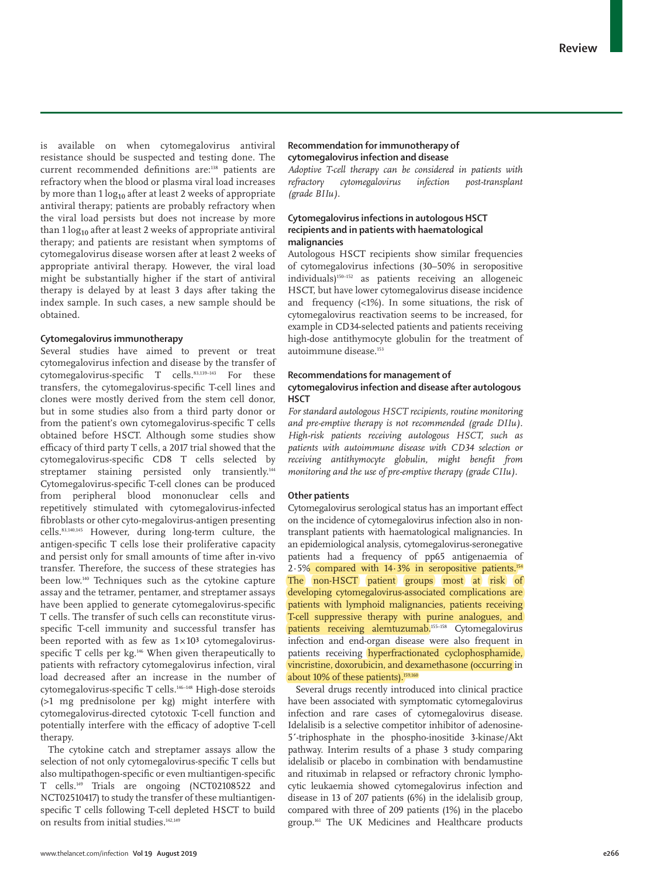is available on when cytomegalovirus antiviral resistance should be suspected and testing done. The current recommended definitions are:[138] patients are refractory when the blood or plasma viral load increases by more than 1 $\log_{10}$ after at least 2 weeks of appropriate antiviral therapy; patients are probably refractory when the viral load persists but does not increase by more than 1 $\log_{10}$ after at least 2 weeks of appropriate antiviral therapy; and patients are resistant when symptoms of cytomegalovirus disease worsen after at least 2 weeks of appropriate antiviral therapy. However, the viral load might be substantially higher if the start of antiviral therapy is delayed by at least 3 days after taking the index sample. In such cases, a new sample should be obtained.

### Cytomegalovirus immunotherapy

Several studies have aimed to prevent or treat cytomegalovirus infection and disease by the transfer of cytomegalovirus-specific T cells.[83,139–143] For these transfers, the cytomegalovirus-specific T-cell lines and clones were mostly derived from the stem cell donor, but in some studies also from a third party donor or from the patient's own cytomegalovirus-specific T cells obtained before HSCT. Although some studies show efficacy of third party T cells, a 2017 trial showed that the cytomegalovirus-specific CD8 T cells selected by streptamer staining persisted only transiently.[144] Cytomegalovirus-specific T-cell clones can be produced from peripheral blood mononuclear cells and repetitively stimulated with cytomegalovirus-infected fibroblasts or other cyto-megalovirus-antigen presenting cells.[83,140,145] However, during long-term culture, the antigen-specific T cells lose their proliferative capacity and persist only for small amounts of time after in-vivo transfer. Therefore, the success of these strategies has been low.[140] Techniques such as the cytokine capture assay and the tetramer, pentamer, and streptamer assays have been applied to generate cytomegalovirus-specific T cells. The transfer of such cells can reconstitute virus-specific T-cell immunity and successful transfer has been reported with as few as $1 \times 10^3$ cytomegalovirus-specific T cells per kg.[146] When given therapeutically to patients with refractory cytomegalovirus infection, viral load decreased after an increase in the number of cytomegalovirus-specific T cells.[146–148] High-dose steroids (>1 mg prednisolone per kg) might interfere with cytomegalovirus-directed cytotoxic T-cell function and potentially interfere with the efficacy of adoptive T-cell therapy.

The cytokine catch and streptamer assays allow the selection of not only cytomegalovirus-specific T cells but also multipathogen-specific or even multiantigen-specific T cells.[149] Trials are ongoing (NCT02108522 and NCT02510417) to study the transfer of these multiantigen-specific T cells following T-cell depleted HSCT to build on results from initial studies.[142,149]

### Recommendation for immunotherapy of cytomegalovirus infection and disease

*Adoptive T-cell therapy can be considered in patients with refractory cytomegalovirus infection post-transplant (grade BIIu).*

### Cytomegalovirus infections in autologous HSCT recipients and in patients with haematological malignancies

Autologous HSCT recipients show similar frequencies of cytomegalovirus infections (30–50% in seropositive individuals)[150–152] as patients receiving an allogeneic HSCT, but have lower cytomegalovirus disease incidence and frequency (<1%). In some situations, the risk of cytomegalovirus reactivation seems to be increased, for example in CD34-selected patients and patients receiving high-dose antithymocyte globulin for the treatment of autoimmune disease.[153]

### Recommendations for management of cytomegalovirus infection and disease after autologous HSCT

*For standard autologous HSCT recipients, routine monitoring and pre-emptive therapy is not recommended (grade DIIu). High-risk patients receiving autologous HSCT, such as patients with autoimmune disease with CD34 selection or receiving antithymocyte globulin, might benefit from monitoring and the use of pre-emptive therapy (grade CIIu).*

### Other patients

Cytomegalovirus serological status has an important effect on the incidence of cytomegalovirus infection also in non-transplant patients with haematological malignancies. In an epidemiological analysis, cytomegalovirus-seronegative patients had a frequency of pp65 antigenaemia of 2·5% compared with 14·3% in seropositive patients.[154] The non-HSCT patient groups most at risk of developing cytomegalovirus-associated complications are patients with lymphoid malignancies, patients receiving T-cell suppressive therapy with purine analogues, and patients receiving alemtuzumab.[155–158] Cytomegalovirus infection and end-organ disease were also frequent in patients receiving hyperfractionated cyclophosphamide, vincristine, doxorubicin, and dexamethasone (occurring in about 10% of these patients).[159,160]

Several drugs recently introduced into clinical practice have been associated with symptomatic cytomegalovirus infection and rare cases of cytomegalovirus disease. Idelalisib is a selective competitor inhibitor of adenosine-5′-triphosphate in the phospho-inositide 3-kinase/Akt pathway. Interim results of a phase 3 study comparing idelalisib or placebo in combination with bendamustine and rituximab in relapsed or refractory chronic lymphocytic leukaemia showed cytomegalovirus infection and disease in 13 of 207 patients (6%) in the idelalisib group, compared with three of 209 patients (1%) in the placebo group.[161] The UK Medicines and Healthcare products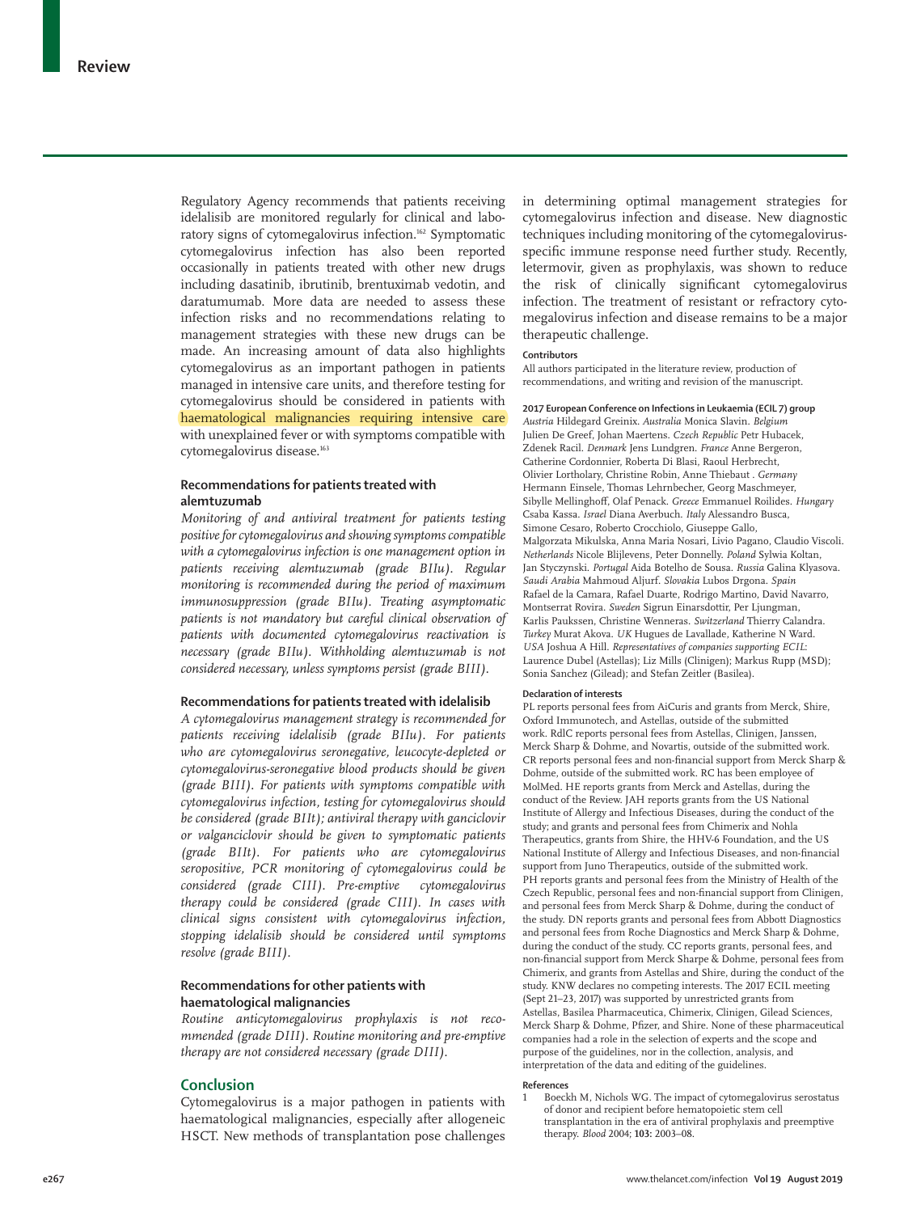Regulatory Agency recommends that patients receiving idelalisib are monitored regularly for clinical and laboratory signs of cytomegalovirus infection.[162] Symptomatic cytomegalovirus infection has also been reported occasionally in patients treated with other new drugs including dasatinib, ibrutinib, brentuximab vedotin, and daratumumab. More data are needed to assess these infection risks and no recommendations relating to management strategies with these new drugs can be made. An increasing amount of data also highlights cytomegalovirus as an important pathogen in patients managed in intensive care units, and therefore testing for cytomegalovirus should be considered in patients with haematological malignancies requiring intensive care with unexplained fever or with symptoms compatible with cytomegalovirus disease.[163]

### Recommendations for patients treated with alemtuzumab

*Monitoring of and antiviral treatment for patients testing positive for cytomegalovirus and showing symptoms compatible with a cytomegalovirus infection is one management option in patients receiving alemtuzumab (grade BIIu). Regular monitoring is recommended during the period of maximum immunosuppression (grade BIIu). Treating asymptomatic patients is not mandatory but careful clinical observation of patients with documented cytomegalovirus reactivation is necessary (grade BIIu). Withholding alemtuzumab is not considered necessary, unless symptoms persist (grade BIII).*

### Recommendations for patients treated with idelalisib

*A cytomegalovirus management strategy is recommended for patients receiving idelalisib (grade BIIu). For patients who are cytomegalovirus seronegative, leucocyte-depleted or cytomegalovirus-seronegative blood products should be given (grade BIII). For patients with symptoms compatible with cytomegalovirus infection, testing for cytomegalovirus should be considered (grade BIIt); antiviral therapy with ganciclovir or valganciclovir should be given to symptomatic patients (grade BIIt). For patients who are cytomegalovirus seropositive, PCR monitoring of cytomegalovirus could be considered (grade CIII). Pre-emptive cytomegalovirus therapy could be considered (grade CIII). In cases with clinical signs consistent with cytomegalovirus infection, stopping idelalisib should be considered until symptoms resolve (grade BIII).*

### Recommendations for other patients with haematological malignancies

*Routine anticytomegalovirus prophylaxis is not recommended (grade DIII). Routine monitoring and pre-emptive therapy are not considered necessary (grade DIII).*

## Conclusion

Cytomegalovirus is a major pathogen in patients with haematological malignancies, especially after allogeneic HSCT. New methods of transplantation pose challenges in determining optimal management strategies for cytomegalovirus infection and disease. New diagnostic techniques including monitoring of the cytomegalovirus-specific immune response need further study. Recently, letermovir, given as prophylaxis, was shown to reduce the risk of clinically significant cytomegalovirus infection. The treatment of resistant or refractory cytomegalovirus infection and disease remains to be a major therapeutic challenge.

#### Contributors

All authors participated in the literature review, production of recommendations, and writing and revision of the manuscript.

#### 2017 European Conference on Infections in Leukaemia (ECIL 7) group

*Austria* Hildegard Greinix. *Australia* Monica Slavin. *Belgium* Julien De Greef, Johan Maertens. *Czech Republic* Petr Hubacek, Zdenek Racil. *Denmark* Jens Lundgren. *France* Anne Bergeron, Catherine Cordonnier, Roberta Di Blasi, Raoul Herbrecht, Olivier Lortholary, Christine Robin, Anne Thiebaut . *Germany* Hermann Einsele, Thomas Lehrnbecher, Georg Maschmeyer, Sibylle Mellinghoff, Olaf Penack. *Greece* Emmanuel Roilides. *Hungary* Csaba Kassa. *Israel* Diana Averbuch. *Italy* Alessandro Busca, Simone Cesaro, Roberto Crocchiolo, Giuseppe Gallo, Malgorzata Mikulska, Anna Maria Nosari, Livio Pagano, Claudio Viscoli. *Netherlands* Nicole Blijlevens, Peter Donnelly. *Poland* Sylwia Koltan, Jan Styczynski. *Portugal* Aida Botelho de Sousa. *Russia* Galina Klyasova. *Saudi Arabia* Mahmoud Aljurf. *Slovakia* Lubos Drgona. *Spain* Rafael de la Camara, Rafael Duarte, Rodrigo Martino, David Navarro, Montserrat Rovira. *Sweden* Sigrun Einarsdottir, Per Ljungman, Karlis Pauksen, Christine Wenneras. *Switzerland* Thierry Calandra. *Turkey* Murat Akova. *UK* Hugues de Lavallade, Katherine N Ward. *USA* Joshua A Hill. *Representatives of companies supporting ECIL:* Laurence Dubel (Astellas); Liz Mills (Clinigen); Markus Rupp (MSD); Sonia Sanchez (Gilead); and Stefan Zeitler (Basilea).

#### Declaration of interests

PL reports personal fees from AiCuris and grants from Merck, Shire, Oxford Immunotech, and Astellas, outside of the submitted work. RdlC reports personal fees from Astellas, Clinigen, Janssen, Merck Sharp & Dohme, and Novartis, outside of the submitted work. CR reports personal fees and non-financial support from Merck Sharp & Dohme, outside of the submitted work. RC has been employee of MolMed. HE reports grants from Merck and Astellas, during the conduct of the Review. JAH reports grants from the US National Institute of Allergy and Infectious Diseases, during the conduct of the study; and grants and personal fees from Chimerix and Nohla Therapeutics, grants from Shire, the HHV-6 Foundation, and the US National Institute of Allergy and Infectious Diseases, and non-financial support from Juno Therapeutics, outside of the submitted work. PH reports grants and personal fees from the Ministry of Health of the Czech Republic, personal fees and non-financial support from Clinigen, and personal fees from Merck Sharp & Dohme, during the conduct of the study. DN reports grants and personal fees from Abbott Diagnostics and personal fees from Roche Diagnostics and Merck Sharp & Dohme, during the conduct of the study. CC reports grants, personal fees, and non-financial support from Merck Sharpe & Dohme, personal fees from Chimerix, and grants from Astellas and Shire, during the conduct of the study. KNW declares no competing interests. The 2017 ECIL meeting (Sept 21–23, 2017) was supported by unrestricted grants from Astellas, Basilea Pharmaceutica, Chimerix, Clinigen, Gilead Sciences, Merck Sharp & Dohme, Pfizer, and Shire. None of these pharmaceutical companies had a role in the selection of experts and the scope and purpose of the guidelines, nor in the collection, analysis, and interpretation of the data and editing of the guidelines.

#### References

1. Boeckh M, Nichols WG. The impact of cytomegalovirus serostatus of donor and recipient before hematopoietic stem cell transplantation in the era of antiviral prophylaxis and preemptive therapy. *Blood* 2004; **103:** 2003–08.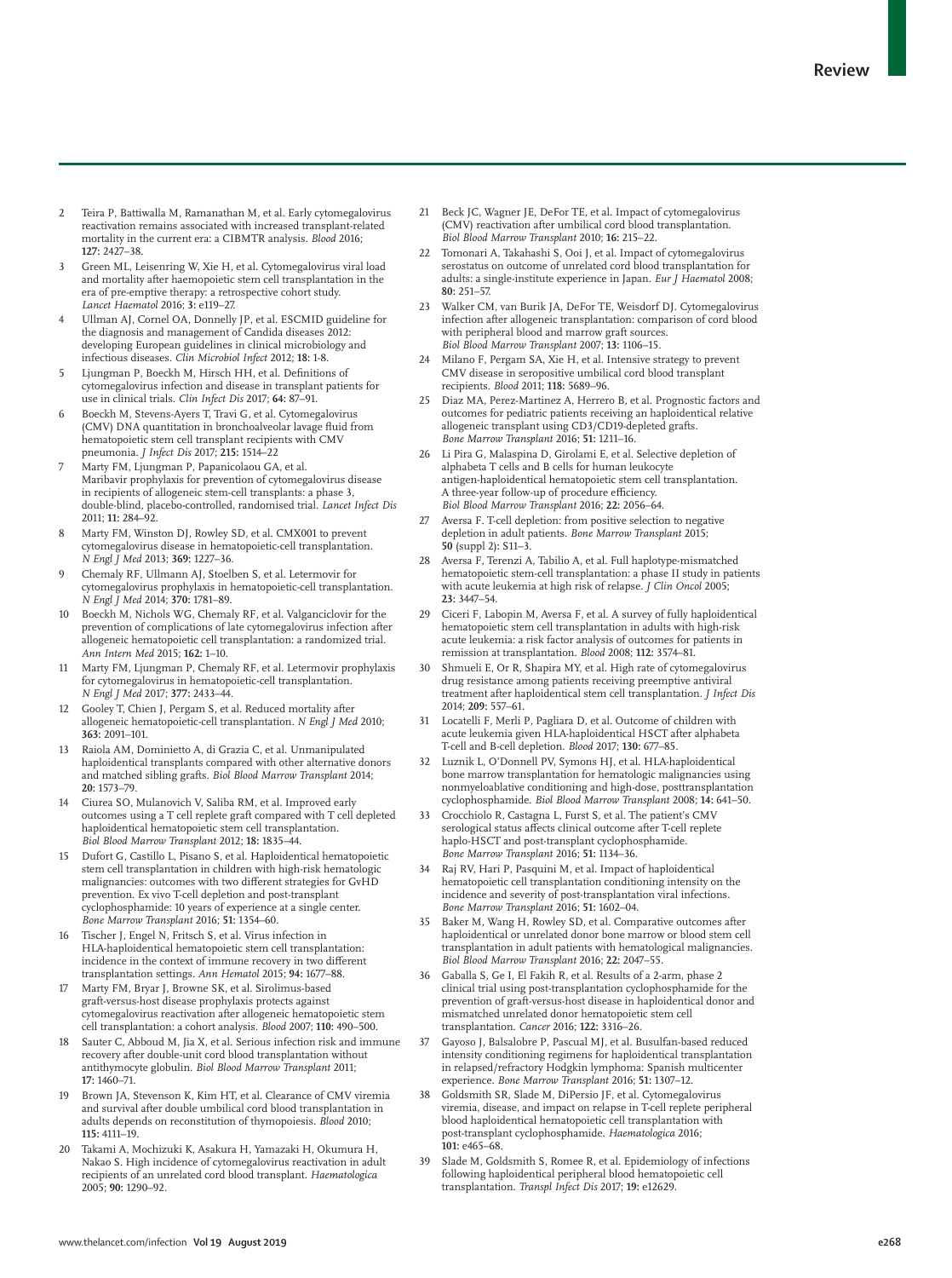2. Teira P, Battiwalla M, Ramanathan M, et al. Early cytomegalovirus reactivation remains associated with increased transplant-related mortality in the current era: a CIBMTR analysis. *Blood* 2016; **127:** 2427–38.
3. Green ML, Leisenring W, Xie H, et al. Cytomegalovirus viral load and mortality after haemopoietic stem cell transplantation in the era of pre-emptive therapy: a retrospective cohort study. *Lancet Haematol* 2016; **3:** e119–27.
4. Ullman AJ, Cornel OA, Donnelly JP, et al. ESCMID guideline for the diagnosis and management of Candida diseases 2012: developing European guidelines in clinical microbiology and infectious diseases. *Clin Microbiol Infect* 2012; **18:** 1-8.
5. Ljungman P, Boeckh M, Hirsch HH, et al. Definitions of cytomegalovirus infection and disease in transplant patients for use in clinical trials. *Clin Infect Dis* 2017; **64:** 87–91.
6. Boeckh M, Stevens-Ayers T, Travi G, et al. Cytomegalovirus (CMV) DNA quantitation in bronchoalveolar lavage fluid from hematopoietic stem cell transplant recipients with CMV pneumonia. *J Infect Dis* 2017; **215:** 1514–22
7. Marty FM, Ljungman P, Papanicolaou GA, et al. Maribavir prophylaxis for prevention of cytomegalovirus disease in recipients of allogeneic stem-cell transplants: a phase 3, double-blind, placebo-controlled, randomised trial. *Lancet Infect Dis* 2011; **11:** 284–92.
8. Marty FM, Winston DJ, Rowley SD, et al. CMX001 to prevent cytomegalovirus disease in hematopoietic-cell transplantation. *N Engl J Med* 2013; **369:** 1227–36.
9. Chemaly RF, Ullmann AJ, Stoelben S, et al. Letermovir for cytomegalovirus prophylaxis in hematopoietic-cell transplantation. *N Engl J Med* 2014; **370:** 1781–89.
10. Boeckh M, Nichols WG, Chemaly RF, et al. Valganciclovir for the prevention of complications of late cytomegalovirus infection after allogeneic hematopoietic cell transplantation: a randomized trial. *Ann Intern Med* 2015; **162:** 1–10.
11. Marty FM, Ljungman P, Chemaly RF, et al. Letermovir prophylaxis for cytomegalovirus in hematopoietic-cell transplantation. *N Engl J Med* 2017; **377:** 2433–44.
12. Gooley T, Chien J, Pergam S, et al. Reduced mortality after allogeneic hematopoietic-cell transplantation. *N Engl J Med* 2010; **363:** 2091–101.
13. Raiola AM, Dominietto A, di Grazia C, et al. Unmanipulated haploidentical transplants compared with other alternative donors and matched sibling grafts. *Biol Blood Marrow Transplant* 2014; **20:** 1573–79.
14. Ciurea SO, Mulanovich V, Saliba RM, et al. Improved early outcomes using a T cell replete graft compared with T cell depleted haploidentical hematopoietic stem cell transplantation. *Biol Blood Marrow Transplant* 2012; **18:** 1835–44.
15. Dufort G, Castillo L, Pisano S, et al. Haploidentical hematopoietic stem cell transplantation in children with high-risk hematologic malignancies: outcomes with two different strategies for GvHD prevention. Ex vivo T-cell depletion and post-transplant cyclophosphamide: 10 years of experience at a single center. *Bone Marrow Transplant* 2016; **51:** 1354–60.
16. Tischer J, Engel N, Fritsch S, et al. Virus infection in HLA-haploidentical hematopoietic stem cell transplantation: incidence in the context of immune recovery in two different transplantation settings. *Ann Hematol* 2015; **94:** 1677–88.
17. Marty FM, Bryar J, Browne SK, et al. Sirolimus-based graft-versus-host disease prophylaxis protects against cytomegalovirus reactivation after allogeneic hematopoietic stem cell transplantation: a cohort analysis. *Blood* 2007; **110:** 490–500.
18. Sauter C, Abboud M, Jia X, et al. Serious infection risk and immune recovery after double-unit cord blood transplantation without antithymocyte globulin. *Biol Blood Marrow Transplant* 2011; **17:** 1460–71.
19. Brown JA, Stevenson K, Kim HT, et al. Clearance of CMV viremia and survival after double umbilical cord blood transplantation in adults depends on reconstitution of thymopoiesis. *Blood* 2010; **115:** 4111–19.
20. Takami A, Mochizuki K, Asakura H, Yamazaki H, Okumura H, Nakao S. High incidence of cytomegalovirus reactivation in adult recipients of an unrelated cord blood transplant. *Haematologica* 2005; **90:** 1290–92.
21. Beck JC, Wagner JE, DeFor TE, et al. Impact of cytomegalovirus (CMV) reactivation after umbilical cord blood transplantation. *Biol Blood Marrow Transplant* 2010; **16:** 215–22.
22. Tomonari A, Takahashi S, Ooi J, et al. Impact of cytomegalovirus serostatus on outcome of unrelated cord blood transplantation for adults: a single-institute experience in Japan. *Eur J Haematol* 2008; **80:** 251–57.
23. Walker CM, van Burik JA, DeFor TE, Weisdorf DJ. Cytomegalovirus infection after allogeneic transplantation: comparison of cord blood with peripheral blood and marrow graft sources. *Biol Blood Marrow Transplant* 2007; **13:** 1106–15.
24. Milano F, Pergam SA, Xie H, et al. Intensive strategy to prevent CMV disease in seropositive umbilical cord blood transplant recipients. *Blood* 2011; **118:** 5689–96.
25. Diaz MA, Perez-Martinez A, Herrero B, et al. Prognostic factors and outcomes for pediatric patients receiving an haploidentical relative allogeneic transplant using CD3/CD19-depleted grafts. *Bone Marrow Transplant* 2016; **51:** 1211–16.
26. Li Pira G, Malaspina D, Girolami E, et al. Selective depletion of alphabeta T cells and B cells for human leukocyte antigen-haploidentical hematopoietic stem cell transplantation. A three-year follow-up of procedure efficiency. *Biol Blood Marrow Transplant* 2016; **22:** 2056–64.
27. Aversa F. T-cell depletion: from positive selection to negative depletion in adult patients. *Bone Marrow Transplant* 2015; **50** (suppl 2)**:** S11–3.
28. Aversa F, Terenzi A, Tabilio A, et al. Full haplotype-mismatched hematopoietic stem-cell transplantation: a phase II study in patients with acute leukemia at high risk of relapse. *J Clin Oncol* 2005; **23:** 3447–54.
29. Ciceri F, Labopin M, Aversa F, et al. A survey of fully haploidentical hematopoietic stem cell transplantation in adults with high-risk acute leukemia: a risk factor analysis of outcomes for patients in remission at transplantation. *Blood* 2008; **112:** 3574–81.
30. Shmueli E, Or R, Shapira MY, et al. High rate of cytomegalovirus drug resistance among patients receiving preemptive antiviral treatment after haploidentical stem cell transplantation. *J Infect Dis* 2014; **209:** 557–61.
31. Locatelli F, Merli P, Pagliara D, et al. Outcome of children with acute leukemia given HLA-haploidentical HSCT after alphabeta T-cell and B-cell depletion. *Blood* 2017; **130:** 677–85.
32. Luznik L, O'Donnell PV, Symons HJ, et al. HLA-haploidentical bone marrow transplantation for hematologic malignancies using nonmyeloablative conditioning and high-dose, posttransplantation cyclophosphamide. *Biol Blood Marrow Transplant* 2008; **14:** 641–50.
33. Crocchiolo R, Castagna L, Furst S, et al. The patient's CMV serological status affects clinical outcome after T-cell replete haplo-HSCT and post-transplant cyclophosphamide. *Bone Marrow Transplant* 2016; **51:** 1134–36.
34. Raj RV, Hari P, Pasquini M, et al. Impact of haploidentical hematopoietic cell transplantation conditioning intensity on the incidence and severity of post-transplantation viral infections. *Bone Marrow Transplant* 2016; **51:** 1602–04.
35. Baker M, Wang H, Rowley SD, et al. Comparative outcomes after haploidentical or unrelated donor bone marrow or blood stem cell transplantation in adult patients with hematological malignancies. *Biol Blood Marrow Transplant* 2016; **22:** 2047–55.
36. Gaballa S, Ge I, El Fakih R, et al. Results of a 2-arm, phase 2 clinical trial using post-transplantation cyclophosphamide for the prevention of graft-versus-host disease in haploidentical donor and mismatched unrelated donor hematopoietic stem cell transplantation. *Cancer* 2016; **122:** 3316–26.
37. Gayoso J, Balsalobre P, Pascual MJ, et al. Busulfan-based reduced intensity conditioning regimens for haploidentical transplantation in relapsed/refractory Hodgkin lymphoma: Spanish multicenter experience. *Bone Marrow Transplant* 2016; **51:** 1307–12.
38. Goldsmith SR, Slade M, DiPersio JF, et al. Cytomegalovirus viremia, disease, and impact on relapse in T-cell replete peripheral blood haploidentical hematopoietic cell transplantation with post-transplant cyclophosphamide. *Haematologica* 2016; **101:** e465–68.
39. Slade M, Goldsmith S, Romee R, et al. Epidemiology of infections following haploidentical peripheral blood hematopoietic cell transplantation. *Transpl Infect Dis* 2017; **19:** e12629.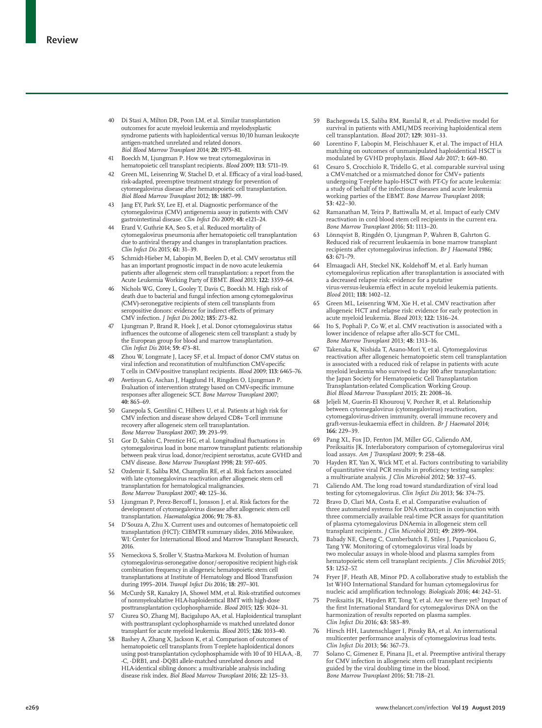40 Di Stasi A, Milton DR, Poon LM, et al. Similar transplantation outcomes for acute myeloid leukemia and myelodysplastic syndrome patients with haploidentical versus 10/10 human leukocyte antigen-matched unrelated and related donors. *Biol Blood Marrow Transplant* 2014; **20:** 1975–81.

41 Boeckh M, Ljungman P. How we treat cytomegalovirus in hematopoietic cell transplant recipients. *Blood* 2009; **113:** 5711–19.

42 Green ML, Leisenring W, Stachel D, et al. Efficacy of a viral load-based, risk-adapted, preemptive treatment strategy for prevention of cytomegalovirus disease after hematopoietic cell transplantation. *Biol Blood Marrow Transplant* 2012; **18:** 1887–99.

43 Jang EY, Park SY, Lee EJ, et al. Diagnostic performance of the cytomegalovirus (CMV) antigenemia assay in patients with CMV gastrointestinal disease. *Clin Infect Dis* 2009; **48:** e121–24.

44 Erard V, Guthrie KA, Seo S, et al. Reduced mortality of cytomegalovirus pneumonia after hematopoietic cell transplantation due to antiviral therapy and changes in transplantation practices. *Clin Infect Dis* 2015; **61:** 31–39.

45 Schmidt-Hieber M, Labopin M, Beelen D, et al. CMV serostatus still has an important prognostic impact in de novo acute leukemia patients after allogeneic stem cell transplantation: a report from the Acute Leukemia Working Party of EBMT. *Blood* 2013; **122:** 3359–64.

46 Nichols WG, Corey L, Gooley T, Davis C, Boeckh M. High risk of death due to bacterial and fungal infection among cytomegalovirus (CMV)-seronegative recipients of stem cell transplants from seropositive donors: evidence for indirect effects of primary CMV infection. *J Infect Dis* 2002; **185:** 273–82.

47 Ljungman P, Brand R, Hoek J, et al. Donor cytomegalovirus status influences the outcome of allogeneic stem cell transplant: a study by the European group for blood and marrow transplantation. *Clin Infect Dis* 2014; **59:** 473–81.

48 Zhou W, Longmate J, Lacey SF, et al. Impact of donor CMV status on viral infection and reconstitution of multifunction CMV-specific T cells in CMV-positive transplant recipients. *Blood* 2009; **113:** 6465–76.

49 Avetisyan G, Aschan J, Hagglund H, Ringden O, Ljungman P. Evaluation of intervention strategy based on CMV-specific immune responses after allogeneic SCT. *Bone Marrow Transplant* 2007; **40:** 865–69.

50 Ganepola S, Gentilini C, Hilbers U, et al. Patients at high risk for CMV infection and disease show delayed CD8+ T-cell immune recovery after allogeneic stem cell transplantation. *Bone Marrow Transplant* 2007; **39:** 293–99.

51 Gor D, Sabin C, Prentice HG, et al. Longitudinal fluctuations in cytomegalovirus load in bone marrow transplant patients: relationship between peak virus load, donor/recipient serostatus, acute GVHD and CMV disease. *Bone Marrow Transplant* 1998; **21:** 597–605.

52 Ozdemir E, Saliba RM, Champlin RE, et al. Risk factors associated with late cytomegalovirus reactivation after allogeneic stem cell transplantation for hematological malignancies. *Bone Marrow Transplant* 2007; **40:** 125–36.

53 Ljungman P, Perez-Bercoff L, Jonsson J, et al. Risk factors for the development of cytomegalovirus disease after allogeneic stem cell transplantation. *Haematologica* 2006; **91:** 78–83.

54 D'Souza A, Zhu X. Current uses and outcomes of hematopoietic cell transplantation (HCT): CIBMTR summary slides, 2016 Milwaukee, WI: Center for International Blood and Marrow Transplant Research, 2016.

55 Nemeckova S, Sroller V, Stastna-Markova M. Evolution of human cytomegalovirus-seronegative donor/-seropositive recipient high-risk combination frequency in allogeneic hematopoietic stem cell transplantations at Institute of Hematology and Blood Transfusion during 1995–2014. *Transpl Infect Dis* 2016; **18:** 297–301.

56 McCurdy SR, Kanakry JA, Showel MM, et al. Risk-stratified outcomes of nonmyeloablative HLA-haploidentical BMT with high-dose posttransplantation cyclophosphamide. *Blood* 2015; **125:** 3024–31.

57 Ciurea SO, Zhang MJ, Bacigalupo AA, et al. Haploidentical transplant with posttransplant cyclophosphamide vs matched unrelated donor transplant for acute myeloid leukemia. *Blood* 2015; **126:** 1033–40.

58 Bashey A, Zhang X, Jackson K, et al. Comparison of outcomes of hematopoietic cell transplants from T-replete haploidentical donors using post-transplantation cyclophosphamide with 10 of 10 HLA-A, -B, -C, -DRB1, and -DQB1 allele-matched unrelated donors and HLA-identical sibling donors: a multivariable analysis including disease risk index. *Biol Blood Marrow Transplant* 2016; **22:** 125–33.

59 Bachegowda LS, Saliba RM, Ramlal R, et al. Predictive model for survival in patients with AML/MDS receiving haploidentical stem cell transplantation. *Blood* 2017; **129:** 3031–33.

60 Lorentino F, Labopin M, Fleischhauer K, et al. The impact of HLA matching on outcomes of unmanipulated haploidentical HSCT is modulated by GVHD prophylaxis. *Blood Adv* 2017; **1:** 669–80.

61 Cesaro S, Crocchiolo R, Tridello G, et al. comparable survival using a CMV-matched or a mismatched donor for CMV+ patients undergoing T-replete haplo-HSCT with PT-Cy for acute leukemia: a study of behalf of the infectious diseases and acute leukemia working parties of the EBMT. *Bone Marrow Transplant* 2018; **53:** 422–30.

62 Ramanathan M, Teira P, Battiwalla M, et al. Impact of early CMV reactivation in cord blood stem cell recipients in the current era. *Bone Marrow Transplant* 2016; **51:** 1113–20.

63 Lönnqvist B, Ringdén O, Ljungman P, Wahren B, Gahrton G. Reduced risk of recurrent leukaemia in bone marrow transplant recipients after cytomegalovirus infection. *Br J Haematol* 1986; **63:** 671–79.

64 Elmaagacli AH, Steckel NK, Koldehoff M, et al. Early human cytomegalovirus replication after transplantation is associated with a decreased relapse risk: evidence for a putative virus-versus-leukemia effect in acute myeloid leukemia patients. *Blood* 2011; **118:** 1402–12.

65 Green ML, Leisenring WM, Xie H, et al. CMV reactivation after allogeneic HCT and relapse risk: evidence for early protection in acute myeloid leukemia. *Blood* 2013; **122:** 1316–24.

66 Ito S, Pophali P, Co W, et al. CMV reactivation is associated with a lower incidence of relapse after allo-SCT for CML. *Bone Marrow Transplant* 2013; **48:** 1313–16.

67 Takenaka K, Nishida T, Asano-Mori Y, et al. Cytomegalovirus reactivation after allogeneic hematopoietic stem cell transplantation is associated with a reduced risk of relapse in patients with acute myeloid leukemia who survived to day 100 after transplantation: the Japan Society for Hematopoietic Cell Transplantation Transplantation-related Complication Working Group. *Biol Blood Marrow Transplant* 2015; **21:** 2008–16.

68 Jeljeli M, Guerin-El Khourouj V, Porcher R, et al. Relationship between cytomegalovirus (cytomegalovirus) reactivation, cytomegalovirus-driven immunity, overall immune recovery and graft-versus-leukaemia effect in children. *Br J Haematol* 2014; **166:** 229–39.

69 Pang XL, Fox JD, Fenton JM, Miller GG, Caliendo AM, Preiksaitis JK. Interlaboratory comparison of cytomegalovirus viral load assays. *Am J Transplant* 2009; **9:** 258–68.

70 Hayden RT, Yan X, Wick MT, et al. Factors contributing to variability of quantitative viral PCR results in proficiency testing samples: a multivariate analysis. *J Clin Microbiol* 2012; **50:** 337–45.

71 Caliendo AM. The long road toward standardization of viral load testing for cytomegalovirus. *Clin Infect Dis* 2013; **56:** 374–75.

72 Bravo D, Clari MA, Costa E, et al. Comparative evaluation of three automated systems for DNA extraction in conjunction with three commercially available real-time PCR assays for quantitation of plasma cytomegalovirus DNAemia in allogeneic stem cell transplant recipients. *J Clin Microbiol* 2011; **49:** 2899–904.

73 Babady NE, Cheng C, Cumberbatch E, Stiles J, Papanicolaou G, Tang YW. Monitoring of cytomegalovirus viral loads by two molecular assays in whole-blood and plasma samples from hematopoietic stem cell transplant recipients. *J Clin Microbiol* 2015; **53:** 1252–57.

74 Fryer JF, Heath AB, Minor PD. A collaborative study to establish the 1st WHO International Standard for human cytomegalovirus for nucleic acid amplification technology. *Biologicals* 2016; **44:** 242–51.

75 Preiksaitis JK, Hayden RT, Tong Y, et al. Are we there yet? Impact of the first International Standard for cytomegalovirus DNA on the harmonization of results reported on plasma samples. *Clin Infect Dis* 2016; **63:** 583–89.

76 Hirsch HH, Lautenschlager I, Pinsky BA, et al. An international multicenter performance analysis of cytomegalovirus load tests. *Clin Infect Dis* 2013; **56:** 367–73.

77 Solano C, Gimenez E, Pinana JL, et al. Preemptive antiviral therapy for CMV infection in allogeneic stem cell transplant recipients guided by the viral doubling time in the blood. *Bone Marrow Transplant* 2016; **51:** 718–21.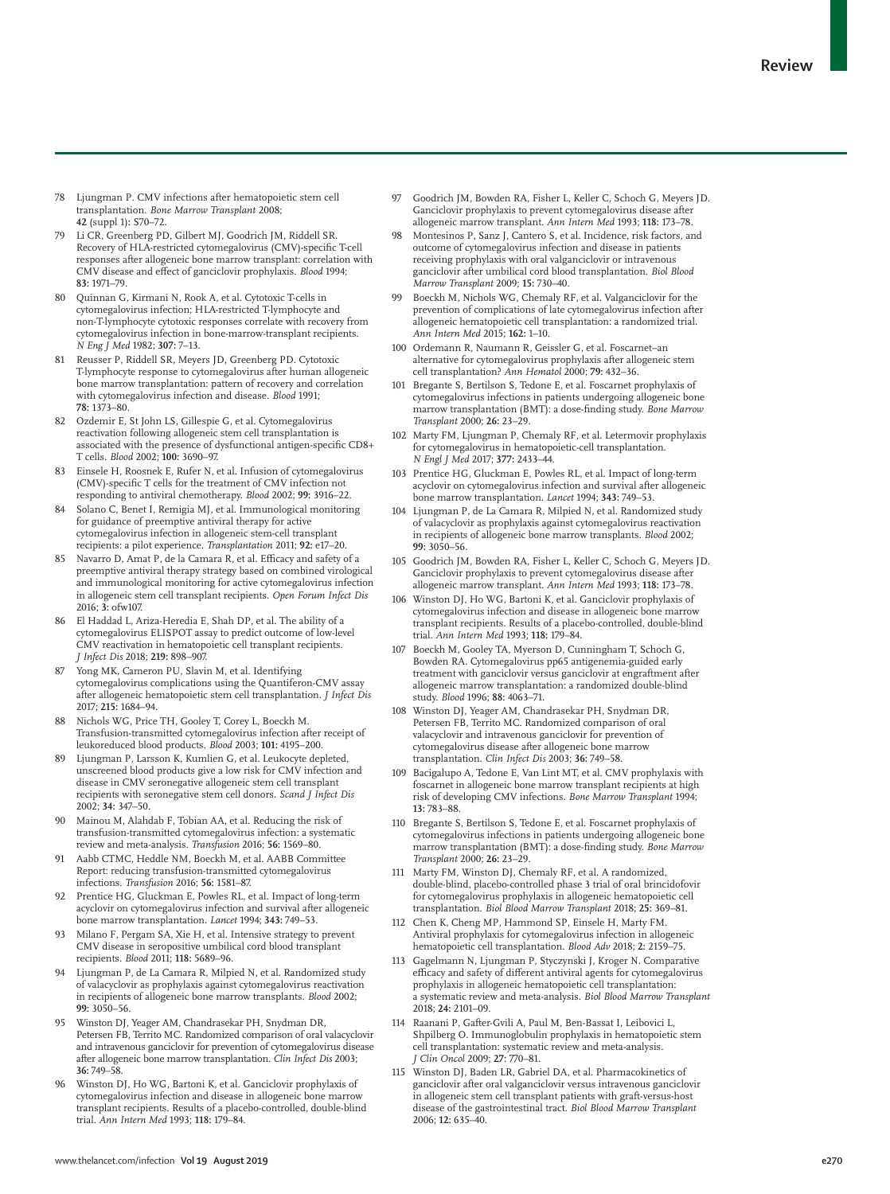78 Ljungman P. CMV infections after hematopoietic stem cell transplantation. *Bone Marrow Transplant* 2008; **42** (suppl 1): S70–72.

79 Li CR, Greenberg PD, Gilbert MJ, Goodrich JM, Riddell SR. Recovery of HLA-restricted cytomegalovirus (CMV)-specific T-cell responses after allogeneic bone marrow transplant: correlation with CMV disease and effect of ganciclovir prophylaxis. *Blood* 1994; **83:** 1971–79.

80 Quinnan G, Kirmani N, Rook A, et al. Cytotoxic T-cells in cytomegalovirus infection; HLA-restricted T-lymphocyte and non-T-lymphocyte cytotoxic responses correlate with recovery from cytomegalovirus infection in bone-marrow-transplant recipients. *N Eng J Med* 1982; **307:** 7–13.

81 Reusser P, Riddell SR, Meyers JD, Greenberg PD. Cytotoxic T-lymphocyte response to cytomegalovirus after human allogeneic bone marrow transplantation: pattern of recovery and correlation with cytomegalovirus infection and disease. *Blood* 1991; **78:** 1373–80.

82 Ozdemir E, St John LS, Gillespie G, et al. Cytomegalovirus reactivation following allogeneic stem cell transplantation is associated with the presence of dysfunctional antigen-specific CD8+ T cells. *Blood* 2002; **100:** 3690–97.

83 Einsele H, Roosnek E, Rufer N, et al. Infusion of cytomegalovirus (CMV)-specific T cells for the treatment of CMV infection not responding to antiviral chemotherapy. *Blood* 2002; **99:** 3916–22.

84 Solano C, Benet I, Remigia MJ, et al. Immunological monitoring for guidance of preemptive antiviral therapy for active cytomegalovirus infection in allogeneic stem-cell transplant recipients: a pilot experience. *Transplantation* 2011; **92:** e17–20.

85 Navarro D, Amat P, de la Camara R, et al. Efficacy and safety of a preemptive antiviral therapy strategy based on combined virological and immunological monitoring for active cytomegalovirus infection in allogeneic stem cell transplant recipients. *Open Forum Infect Dis* 2016; **3:** ofw107.

86 El Haddad L, Ariza-Heredia E, Shah DP, et al. The ability of a cytomegalovirus ELISPOT assay to predict outcome of low-level CMV reactivation in hematopoietic cell transplant recipients. *J Infect Dis* 2018; **219:** 898–907.

87 Yong MK, Cameron PU, Slavin M, et al. Identifying cytomegalovirus complications using the Quantiferon-CMV assay after allogeneic hematopoietic stem cell transplantation. *J Infect Dis* 2017; **215:** 1684–94.

88 Nichols WG, Price TH, Gooley T, Corey L, Boeckh M. Transfusion-transmitted cytomegalovirus infection after receipt of leukoreduced blood products. *Blood* 2003; **101:** 4195–200.

89 Ljungman P, Larsson K, Kumlien G, et al. Leukocyte depleted, unscreened blood products give a low risk for CMV infection and disease in CMV seronegative allogeneic stem cell transplant recipients with seronegative stem cell donors. *Scand J Infect Dis* 2002; **34:** 347–50.

90 Mainou M, Alahdab F, Tobian AA, et al. Reducing the risk of transfusion-transmitted cytomegalovirus infection: a systematic review and meta-analysis. *Transfusion* 2016; **56:** 1569–80.

91 Aabb CTMC, Heddle NM, Boeckh M, et al. AABB Committee Report: reducing transfusion-transmitted cytomegalovirus infections. *Transfusion* 2016; **56:** 1581–87.

92 Prentice HG, Gluckman E, Powles RL, et al. Impact of long-term acyclovir on cytomegalovirus infection and survival after allogeneic bone marrow transplantation. *Lancet* 1994; **343:** 749–53.

93 Milano F, Pergam SA, Xie H, et al. Intensive strategy to prevent CMV disease in seropositive umbilical cord blood transplant recipients. *Blood* 2011; **118:** 5689–96.

94 Ljungman P, de La Camara R, Milpied N, et al. Randomized study of valacyclovir as prophylaxis against cytomegalovirus reactivation in recipients of allogeneic bone marrow transplants. *Blood* 2002; **99:** 3050–56.

95 Winston DJ, Yeager AM, Chandrasekar PH, Snydman DR, Petersen FB, Territo MC. Randomized comparison of oral valacyclovir and intravenous ganciclovir for prevention of cytomegalovirus disease after allogeneic bone marrow transplantation. *Clin Infect Dis* 2003; **36:** 749–58.

96 Winston DJ, Ho WG, Bartoni K, et al. Ganciclovir prophylaxis of cytomegalovirus infection and disease in allogeneic bone marrow transplant recipients. Results of a placebo-controlled, double-blind trial. *Ann Intern Med* 1993; **118:** 179–84.

97 Goodrich JM, Bowden RA, Fisher L, Keller C, Schoch G, Meyers JD. Ganciclovir prophylaxis to prevent cytomegalovirus disease after allogeneic marrow transplant. *Ann Intern Med* 1993; **118:** 173–78.

98 Montesinos P, Sanz J, Cantero S, et al. Incidence, risk factors, and outcome of cytomegalovirus infection and disease in patients receiving prophylaxis with oral valganciclovir or intravenous ganciclovir after umbilical cord blood transplantation. *Biol Blood Marrow Transplant* 2009; **15:** 730–40.

99 Boeckh M, Nichols WG, Chemaly RF, et al. Valganciclovir for the prevention of complications of late cytomegalovirus infection after allogeneic hematopoietic cell transplantation: a randomized trial. *Ann Intern Med* 2015; **162:** 1–10.

100 Ordemann R, Naumann R, Geissler G, et al. Foscarnet–an alternative for cytomegalovirus prophylaxis after allogeneic stem cell transplantation? *Ann Hematol* 2000; **79:** 432–36.

101 Bregante S, Bertilson S, Tedone E, et al. Foscarnet prophylaxis of cytomegalovirus infections in patients undergoing allogeneic bone marrow transplantation (BMT): a dose-finding study. *Bone Marrow Transplant* 2000; **26:** 23–29.

102 Marty FM, Ljungman P, Chemaly RF, et al. Letermovir prophylaxis for cytomegalovirus in hematopoietic-cell transplantation. *N Engl J Med* 2017; **377:** 2433–44.

103 Prentice HG, Gluckman E, Powles RL, et al. Impact of long-term acyclovir on cytomegalovirus infection and survival after allogeneic bone marrow transplantation. *Lancet* 1994; **343:** 749–53.

104 Ljungman P, de La Camara R, Milpied N, et al. Randomized study of valacyclovir as prophylaxis against cytomegalovirus reactivation in recipients of allogeneic bone marrow transplants. *Blood* 2002; **99:** 3050–56.

105 Goodrich JM, Bowden RA, Fisher L, Keller C, Schoch G, Meyers JD. Ganciclovir prophylaxis to prevent cytomegalovirus disease after allogeneic marrow transplant. *Ann Intern Med* 1993; **118:** 173–78.

106 Winston DJ, Ho WG, Bartoni K, et al. Ganciclovir prophylaxis of cytomegalovirus infection and disease in allogeneic bone marrow transplant recipients. Results of a placebo-controlled, double-blind trial. *Ann Intern Med* 1993; **118:** 179–84.

107 Boeckh M, Gooley TA, Myerson D, Cunningham T, Schoch G, Bowden RA. Cytomegalovirus pp65 antigenemia-guided early treatment with ganciclovir versus ganciclovir at engraftment after allogeneic marrow transplantation: a randomized double-blind study. *Blood* 1996; **88:** 4063–71.

108 Winston DJ, Yeager AM, Chandrasekar PH, Snydman DR, Petersen FB, Territo MC. Randomized comparison of oral valacyclovir and intravenous ganciclovir for prevention of cytomegalovirus disease after allogeneic bone marrow transplantation. *Clin Infect Dis* 2003; **36:** 749–58.

109 Bacigalupo A, Tedone E, Van Lint MT, et al. CMV prophylaxis with foscarnet in allogeneic bone marrow transplant recipients at high risk of developing CMV infections. *Bone Marrow Transplant* 1994; **13:** 783–88.

110 Bregante S, Bertilson S, Tedone E, et al. Foscarnet prophylaxis of cytomegalovirus infections in patients undergoing allogeneic bone marrow transplantation (BMT): a dose-finding study. *Bone Marrow Transplant* 2000; **26:** 23–29.

111 Marty FM, Winston DJ, Chemaly RF, et al. A randomized, double-blind, placebo-controlled phase 3 trial of oral brincidofovir for cytomegalovirus prophylaxis in allogeneic hematopoietic cell transplantation. *Biol Blood Marrow Transplant* 2018; **25:** 369–81.

112 Chen K, Cheng MP, Hammond SP, Einsele H, Marty FM. Antiviral prophylaxis for cytomegalovirus infection in allogeneic hematopoietic cell transplantation. *Blood Adv* 2018; **2:** 2159–75.

113 Gagelmann N, Ljungman P, Styczynski J, Kroger N. Comparative efficacy and safety of different antiviral agents for cytomegalovirus prophylaxis in allogeneic hematopoietic cell transplantation: a systematic review and meta-analysis. *Biol Blood Marrow Transplant* 2018; **24:** 2101–09.

114 Raanani P, Gafter-Gvili A, Paul M, Ben-Bassat I, Leibovici L, Shpilberg O. Immunoglobulin prophylaxis in hematopoietic stem cell transplantation: systematic review and meta-analysis. *J Clin Oncol* 2009; **27:** 770–81.

115 Winston DJ, Baden LR, Gabriel DA, et al. Pharmacokinetics of ganciclovir after oral valganciclovir versus intravenous ganciclovir in allogeneic stem cell transplant patients with graft-versus-host disease of the gastrointestinal tract. *Biol Blood Marrow Transplant* 2006; **12:** 635–40.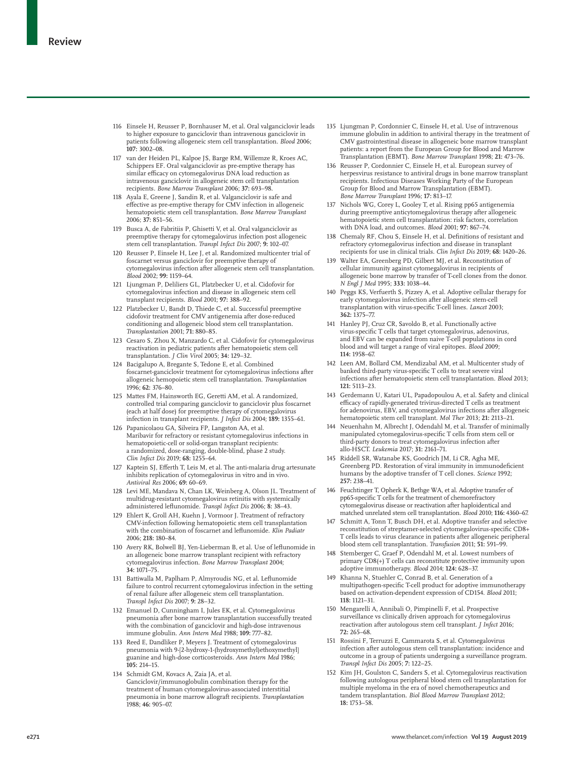116 Einsele H, Reusser P, Bornhauser M, et al. Oral valganciclovir leads to higher exposure to ganciclovir than intravenous ganciclovir in patients following allogeneic stem cell transplantation. *Blood* 2006; **107:** 3002–08.

117 van der Heiden PL, Kalpoe JS, Barge RM, Willemze R, Kroes AC, Schippers EF. Oral valganciclovir as pre-emptive therapy has similar efficacy on cytomegalovirus DNA load reduction as intravenous ganciclovir in allogeneic stem cell transplantation recipients. *Bone Marrow Transplant* 2006; **37:** 693–98.

118 Ayala E, Greene J, Sandin R, et al. Valganciclovir is safe and effective as pre-emptive therapy for CMV infection in allogeneic hematopoietic stem cell transplantation. *Bone Marrow Transplant* 2006; **37:** 851–56.

119 Busca A, de Fabritiis P, Ghisetti V, et al. Oral valganciclovir as preemptive therapy for cytomegalovirus infection post allogeneic stem cell transplantation. *Transpl Infect Dis* 2007; **9:** 102–07.

120 Reusser P, Einsele H, Lee J, et al. Randomized multicenter trial of foscarnet versus ganciclovir for preemptive therapy of cytomegalovirus infection after allogeneic stem cell transplantation. *Blood* 2002; **99:** 1159–64.

121 Ljungman P, Deliliers GL, Platzbecker U, et al. Cidofovir for cytomegalovirus infection and disease in allogeneic stem cell transplant recipients. *Blood* 2001; **97:** 388–92.

122 Platzbecker U, Bandt D, Thiede C, et al. Successful preemptive cidofovir treatment for CMV antigenemia after dose-reduced conditioning and allogeneic blood stem cell transplantation. *Transplantation* 2001; **71:** 880–85.

123 Cesaro S, Zhou X, Manzardo C, et al. Cidofovir for cytomegalovirus reactivation in pediatric patients after hematopoietic stem cell transplantation. *J Clin Virol* 2005; **34:** 129–32.

124 Bacigalupo A, Bregante S, Tedone E, et al. Combined foscarnet-ganciclovir treatment for cytomegalovirus infections after allogeneic hemopoietic stem cell transplantation. *Transplantation* 1996; **62:** 376–80.

125 Mattes FM, Hainsworth EG, Geretti AM, et al. A randomized, controlled trial comparing ganciclovir to ganciclovir plus foscarnet (each at half dose) for preemptive therapy of cytomegalovirus infection in transplant recipients. *J Infect Dis* 2004; **189:** 1355–61.

126 Papanicolaou GA, Silveira FP, Langston AA, et al. Maribavir for refractory or resistant cytomegalovirus infections in hematopoietic-cell or solid-organ transplant recipients: a randomized, dose-ranging, double-blind, phase 2 study. *Clin Infect Dis* 2019; **68:** 1255–64.

127 Kaptein SJ, Efferth T, Leis M, et al. The anti-malaria drug artesunate inhibits replication of cytomegalovirus in vitro and in vivo. *Antiviral Res* 2006; **69:** 60–69.

128 Levi ME, Mandava N, Chan LK, Weinberg A, Olson JL. Treatment of multidrug-resistant cytomegalovirus retinitis with systemically administered leflunomide. *Transpl Infect Dis* 2006; **8:** 38–43.

129 Ehlert K, Groll AH, Kuehn J, Vormoor J. Treatment of refractory CMV-infection following hematopoietic stem cell transplantation with the combination of foscarnet and leflunomide. *Klin Padiatr* 2006; **218:** 180–84.

130 Avery RK, Bolwell BJ, Yen-Lieberman B, et al. Use of leflunomide in an allogeneic bone marrow transplant recipient with refractory cytomegalovirus infection. *Bone Marrow Transplant* 2004; **34:** 1071–75.

131 Battiwalla M, Paplham P, Almyroudis NG, et al. Leflunomide failure to control recurrent cytomegalovirus infection in the setting of renal failure after allogeneic stem cell transplantation. *Transpl Infect Dis* 2007; **9:** 28–32.

132 Emanuel D, Cunningham I, Jules EK, et al. Cytomegalovirus pneumonia after bone marrow transplantation successfully treated with the combination of ganciclovir and high-dose intravenous immune globulin. *Ann Intern Med* 1988; **109:** 777–82.

133 Reed E, Dandliker P, Meyers J. Treatment of cytomegalovirus pneumonia with 9-[2-hydroxy-1-(hydroxymethyl)ethoxymethyl] guanine and high-dose corticosteroids. *Ann Intern Med* 1986; **105:** 214–15.

134 Schmidt GM, Kovacs A, Zaia JA, et al. Ganciclovir/immunoglobulin combination therapy for the treatment of human cytomegalovirus-associated interstitial pneumonia in bone marrow allograft recipients. *Transplantation* 1988; **46:** 905–07.

135 Ljungman P, Cordonnier C, Einsele H, et al. Use of intravenous immune globulin in addition to antiviral therapy in the treatment of CMV gastrointestinal disease in allogeneic bone marrow transplant patients: a report from the European Group for Blood and Marrow Transplantation (EBMT). *Bone Marrow Transplant* 1998; **21:** 473–76.

136 Reusser P, Cordonnier C, Einsele H, et al. European survey of herpesvirus resistance to antiviral drugs in bone marrow transplant recipients. Infectious Diseases Working Party of the European Group for Blood and Marrow Transplantation (EBMT). *Bone Marrow Transplant* 1996; **17:** 813–17.

137 Nichols WG, Corey L, Gooley T, et al. Rising pp65 antigenemia during preemptive anticytomegalovirus therapy after allogeneic hematopoietic stem cell transplantation: risk factors, correlation with DNA load, and outcomes. *Blood* 2001; **97:** 867–74.

138 Chemaly RF, Chou S, Einsele H, et al. Definitions of resistant and refractory cytomegalovirus infection and disease in transplant recipients for use in clinical trials. *Clin Infect Dis* 2019; **68:** 1420–26.

139 Walter EA, Greenberg PD, Gilbert MJ, et al. Reconstitution of cellular immunity against cytomegalovirus in recipients of allogeneic bone marrow by transfer of T-cell clones from the donor. *N Engl J Med* 1995; **333:** 1038–44.

140 Peggs KS, Verfuerth S, Pizzey A, et al. Adoptive cellular therapy for early cytomegalovirus infection after allogeneic stem-cell transplantation with virus-specific T-cell lines. *Lancet* 2003; **362:** 1375–77.

141 Hanley PJ, Cruz CR, Savoldo B, et al. Functionally active virus-specific T cells that target cytomegalovirus, adenovirus, and EBV can be expanded from naive T-cell populations in cord blood and will target a range of viral epitopes. *Blood* 2009; **114:** 1958–67.

142 Leen AM, Bollard CM, Mendizabal AM, et al. Multicenter study of banked third-party virus-specific T cells to treat severe viral infections after hematopoietic stem cell transplantation. *Blood* 2013; **121:** 5113–23.

143 Gerdemann U, Katari UL, Papadopoulou A, et al. Safety and clinical efficacy of rapidly-generated trivirus-directed T cells as treatment for adenovirus, EBV, and cytomegalovirus infections after allogeneic hematopoietic stem cell transplant. *Mol Ther* 2013; **21:** 2113–21.

144 Neuenhahn M, Albrecht J, Odendahl M, et al. Transfer of minimally manipulated cytomegalovirus-specific T cells from stem cell or third-party donors to treat cytomegalovirus infection after allo-HSCT. *Leukemia* 2017; **31:** 2161–71.

145 Riddell SR, Watanabe KS, Goodrich JM, Li CR, Agha ME, Greenberg PD. Restoration of viral immunity in immunodeficient humans by the adoptive transfer of T cell clones. *Science* 1992; **257:** 238–41.

146 Feuchtinger T, Opherk K, Bethge WA, et al. Adoptive transfer of pp65-specific T cells for the treatment of chemorefractory cytomegalovirus disease or reactivation after haploidentical and matched unrelated stem cell transplantation. *Blood* 2010; **116:** 4360–67.

147 Schmitt A, Tonn T, Busch DH, et al. Adoptive transfer and selective reconstitution of streptamer-selected cytomegalovirus-specific CD8+ T cells leads to virus clearance in patients after allogeneic peripheral blood stem cell transplantation. *Transfusion* 2011; **51:** 591–99.

148 Stemberger C, Graef P, Odendahl M, et al. Lowest numbers of primary CD8(+) T cells can reconstitute protective immunity upon adoptive immunotherapy. *Blood* 2014; **124:** 628–37.

149 Khanna N, Stuehler C, Conrad B, et al. Generation of a multipathogen-specific T-cell product for adoptive immunotherapy based on activation-dependent expression of CD154. *Blood* 2011; **118:** 1121–31.

150 Mengarelli A, Annibali O, Pimpinelli F, et al. Prospective surveillance vs clinically driven approach for cytomegalovirus reactivation after autologous stem cell transplant. *J Infect* 2016; **72:** 265–68.

151 Rossini F, Terruzzi E, Cammarota S, et al. Cytomegalovirus infection after autologous stem cell transplantation: incidence and outcome in a group of patients undergoing a surveillance program. *Transpl Infect Dis* 2005; **7:** 122–25.

152 Kim JH, Goulston C, Sanders S, et al. Cytomegalovirus reactivation following autologous peripheral blood stem cell transplantation for multiple myeloma in the era of novel chemotherapeutics and tandem transplantation. *Biol Blood Marrow Transplant* 2012; **18:** 1753–58.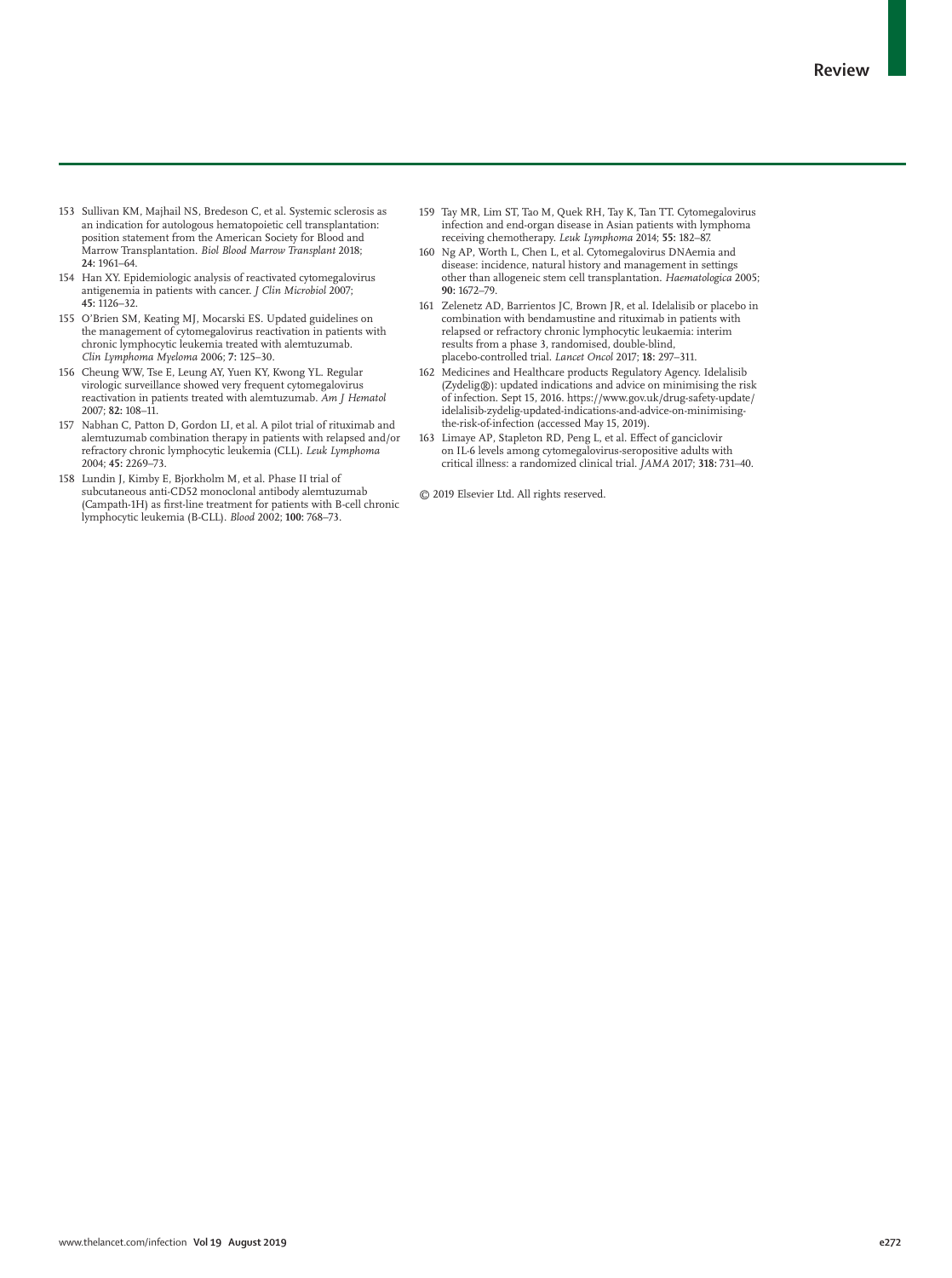153 Sullivan KM, Majhail NS, Bredeson C, et al. Systemic sclerosis as an indication for autologous hematopoietic cell transplantation: position statement from the American Society for Blood and Marrow Transplantation. *Biol Blood Marrow Transplant* 2018; **24:** 1961–64.

154 Han XY. Epidemiologic analysis of reactivated cytomegalovirus antigenemia in patients with cancer. *J Clin Microbiol* 2007; **45:** 1126–32.

155 O'Brien SM, Keating MJ, Mocarski ES. Updated guidelines on the management of cytomegalovirus reactivation in patients with chronic lymphocytic leukemia treated with alemtuzumab. *Clin Lymphoma Myeloma* 2006; **7:** 125–30.

156 Cheung WW, Tse E, Leung AY, Yuen KY, Kwong YL. Regular virologic surveillance showed very frequent cytomegalovirus reactivation in patients treated with alemtuzumab. *Am J Hematol* 2007; **82:** 108–11.

157 Nabhan C, Patton D, Gordon LI, et al. A pilot trial of rituximab and alemtuzumab combination therapy in patients with relapsed and/or refractory chronic lymphocytic leukemia (CLL). *Leuk Lymphoma* 2004; **45:** 2269–73.

158 Lundin J, Kimby E, Bjorkholm M, et al. Phase II trial of subcutaneous anti-CD52 monoclonal antibody alemtuzumab (Campath-1H) as first-line treatment for patients with B-cell chronic lymphocytic leukemia (B-CLL). *Blood* 2002; **100:** 768–73.

159 Tay MR, Lim ST, Tao M, Quek RH, Tay K, Tan TT. Cytomegalovirus infection and end-organ disease in Asian patients with lymphoma receiving chemotherapy. *Leuk Lymphoma* 2014; **55:** 182–87.

160 Ng AP, Worth L, Chen L, et al. Cytomegalovirus DNAemia and disease: incidence, natural history and management in settings other than allogeneic stem cell transplantation. *Haematologica* 2005; **90:** 1672–79.

161 Zelenetz AD, Barrientos JC, Brown JR, et al. Idelalisib or placebo in combination with bendamustine and rituximab in patients with relapsed or refractory chronic lymphocytic leukaemia: interim results from a phase 3, randomised, double-blind, placebo-controlled trial. *Lancet Oncol* 2017; **18:** 297–311.

162 Medicines and Healthcare products Regulatory Agency. Idelalisib (Zydelig®): updated indications and advice on minimising the risk of infection. Sept 15, 2016. https://www.gov.uk/drug-safety-update/idelalisib-zydelig-updated-indications-and-advice-on-minimising-the-risk-of-infection (accessed May 15, 2019).

163 Limaye AP, Stapleton RD, Peng L, et al. Effect of ganciclovir on IL-6 levels among cytomegalovirus-seropositive adults with critical illness: a randomized clinical trial. *JAMA* 2017; **318:** 731–40.

© 2019 Elsevier Ltd. All rights reserved.